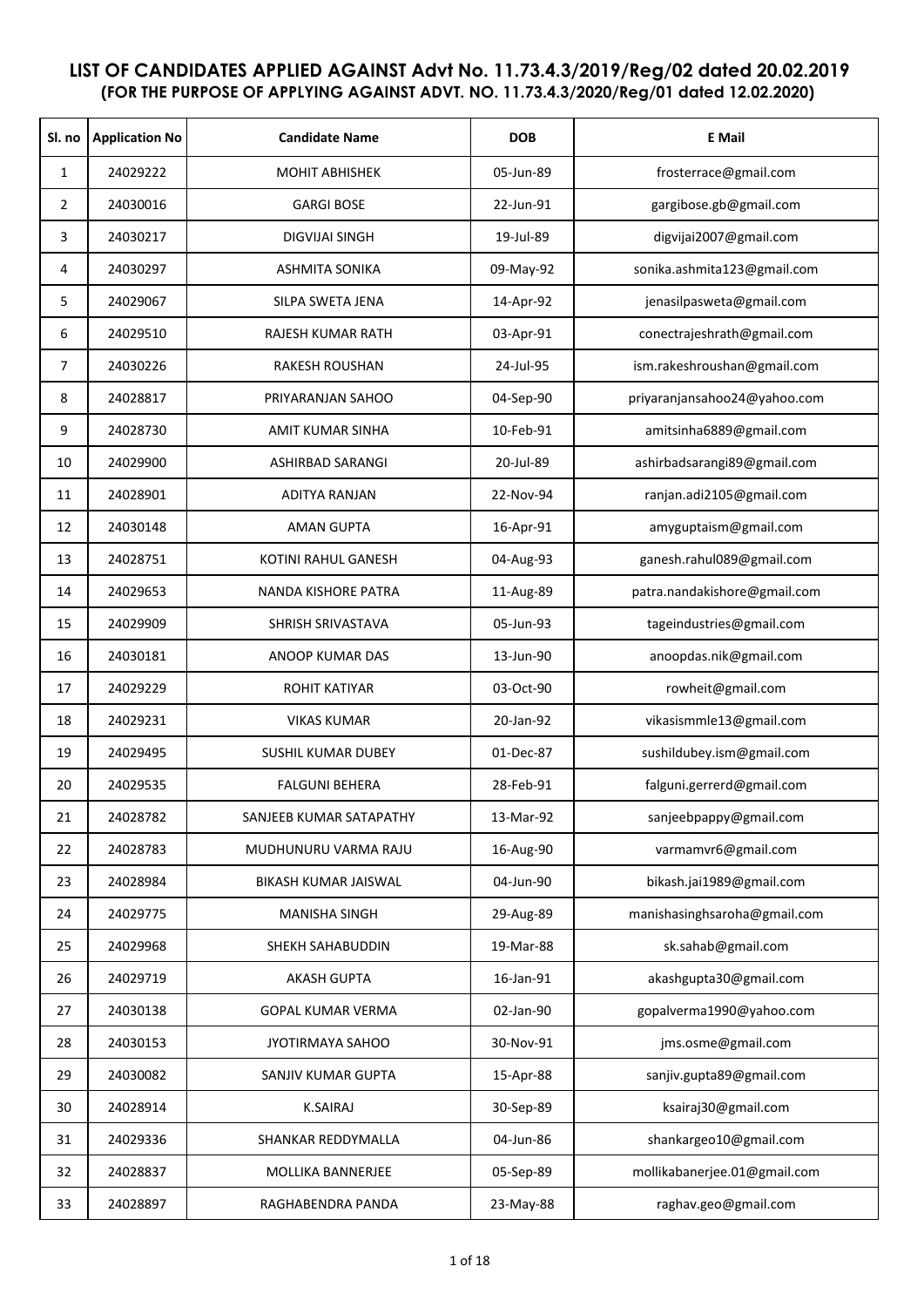# LIST OF CANDIDATES APPLIED AGAINST Advt No. 11.73.4.3/2019/Reg/02 dated 20.02.2019
## (FOR THE PURPOSE OF APPLYING AGAINST ADVT. NO. 11.73.4.3/2020/Reg/01 dated 12.02.2020)

| Sl. no | Application No | Candidate Name | DOB | E Mail |
|---|---|---|---|---|
| 1 | 24029222 | MOHIT ABHISHEK | 05-Jun-89 | frosterrace@gmail.com |
| 2 | 24030016 | GARGI BOSE | 22-Jun-91 | gargibose.gb@gmail.com |
| 3 | 24030217 | DIGVIJAI SINGH | 19-Jul-89 | digvijai2007@gmail.com |
| 4 | 24030297 | ASHMITA SONIKA | 09-May-92 | sonika.ashmita123@gmail.com |
| 5 | 24029067 | SILPA SWETA JENA | 14-Apr-92 | jenasilpasweta@gmail.com |
| 6 | 24029510 | RAJESH KUMAR RATH | 03-Apr-91 | conectrajeshrath@gmail.com |
| 7 | 24030226 | RAKESH ROUSHAN | 24-Jul-95 | ism.rakeshroushan@gmail.com |
| 8 | 24028817 | PRIYARANJAN SAHOO | 04-Sep-90 | priyaranjansahoo24@yahoo.com |
| 9 | 24028730 | AMIT KUMAR SINHA | 10-Feb-91 | amitsinha6889@gmail.com |
| 10 | 24029900 | ASHIRBAD SARANGI | 20-Jul-89 | ashirbadsarangi89@gmail.com |
| 11 | 24028901 | ADITYA RANJAN | 22-Nov-94 | ranjan.adi2105@gmail.com |
| 12 | 24030148 | AMAN GUPTA | 16-Apr-91 | amyguptaism@gmail.com |
| 13 | 24028751 | KOTINI RAHUL GANESH | 04-Aug-93 | ganesh.rahul089@gmail.com |
| 14 | 24029653 | NANDA KISHORE PATRA | 11-Aug-89 | patra.nandakishore@gmail.com |
| 15 | 24029909 | SHRISH SRIVASTAVA | 05-Jun-93 | tageindustries@gmail.com |
| 16 | 24030181 | ANOOP KUMAR DAS | 13-Jun-90 | anoopdas.nik@gmail.com |
| 17 | 24029229 | ROHIT KATIYAR | 03-Oct-90 | rowheit@gmail.com |
| 18 | 24029231 | VIKAS KUMAR | 20-Jan-92 | vikasismmle13@gmail.com |
| 19 | 24029495 | SUSHIL KUMAR DUBEY | 01-Dec-87 | sushildubey.ism@gmail.com |
| 20 | 24029535 | FALGUNI BEHERA | 28-Feb-91 | falguni.gerrerd@gmail.com |
| 21 | 24028782 | SANJEEB KUMAR SATAPATHY | 13-Mar-92 | sanjeebpappy@gmail.com |
| 22 | 24028783 | MUDHUNURU VARMA RAJU | 16-Aug-90 | varmamvr6@gmail.com |
| 23 | 24028984 | BIKASH KUMAR JAISWAL | 04-Jun-90 | bikash.jai1989@gmail.com |
| 24 | 24029775 | MANISHA SINGH | 29-Aug-89 | manishasinghsaroha@gmail.com |
| 25 | 24029968 | SHEKH SAHABUDDIN | 19-Mar-88 | sk.sahab@gmail.com |
| 26 | 24029719 | AKASH GUPTA | 16-Jan-91 | akashgupta30@gmail.com |
| 27 | 24030138 | GOPAL KUMAR VERMA | 02-Jan-90 | gopalverma1990@yahoo.com |
| 28 | 24030153 | JYOTIRMAYA SAHOO | 30-Nov-91 | jms.osme@gmail.com |
| 29 | 24030082 | SANJIV KUMAR GUPTA | 15-Apr-88 | sanjiv.gupta89@gmail.com |
| 30 | 24028914 | K.SAIRAJ | 30-Sep-89 | ksairaj30@gmail.com |
| 31 | 24029336 | SHANKAR REDDYMALLA | 04-Jun-86 | shankargeo10@gmail.com |
| 32 | 24028837 | MOLLIKA BANNERJEE | 05-Sep-89 | mollikabanerjee.01@gmail.com |
| 33 | 24028897 | RAGHABENDRA PANDA | 23-May-88 | raghav.geo@gmail.com |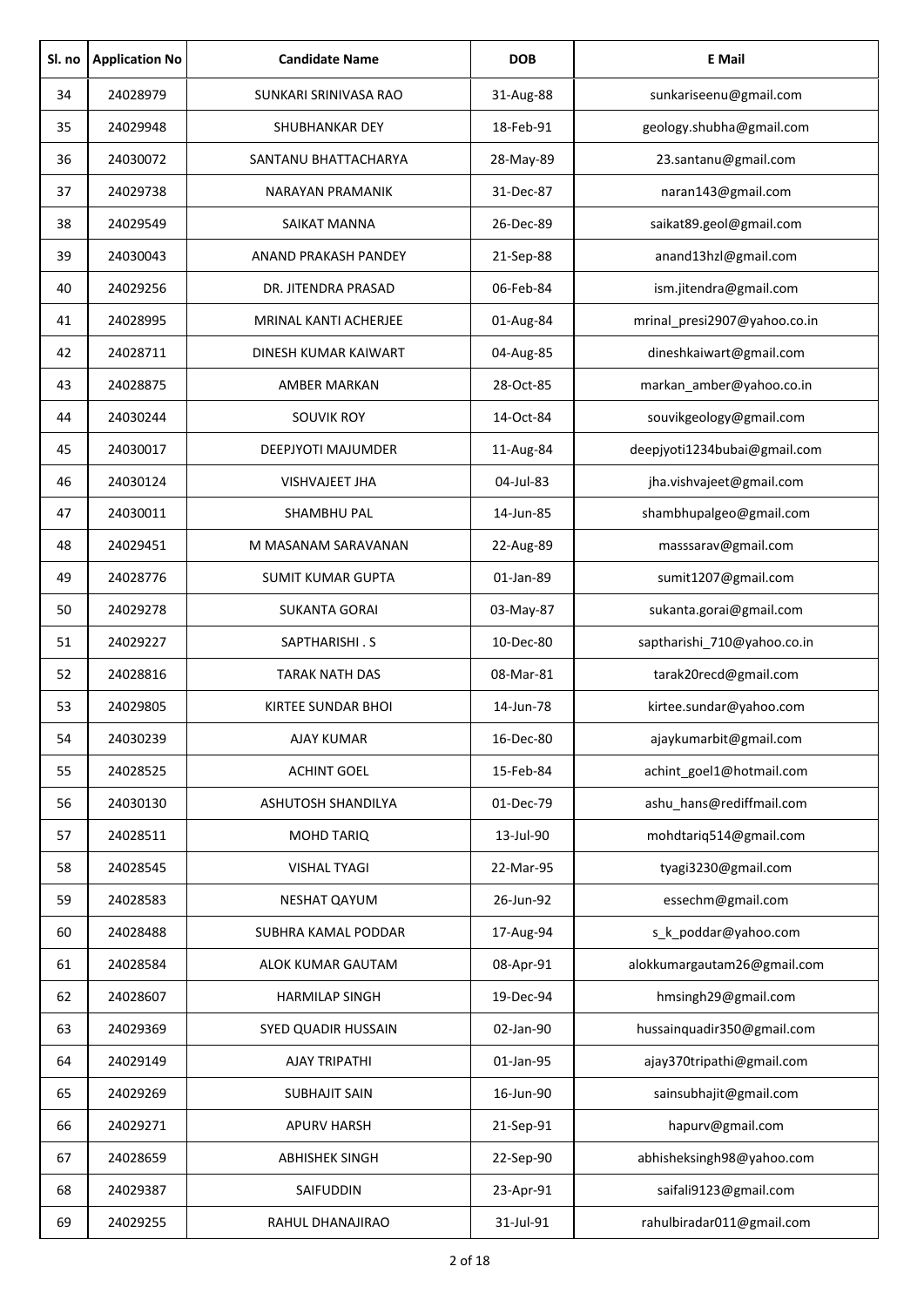| Sl. no | Application No | Candidate Name | DOB | E Mail |
|---|---|---|---|---|
| 34 | 24028979 | SUNKARI SRINIVASA RAO | 31-Aug-88 | sunkariseenu@gmail.com |
| 35 | 24029948 | SHUBHANKAR DEY | 18-Feb-91 | geology.shubha@gmail.com |
| 36 | 24030072 | SANTANU BHATTACHARYA | 28-May-89 | 23.santanu@gmail.com |
| 37 | 24029738 | NARAYAN PRAMANIK | 31-Dec-87 | naran143@gmail.com |
| 38 | 24029549 | SAIKAT MANNA | 26-Dec-89 | saikat89.geol@gmail.com |
| 39 | 24030043 | ANAND PRAKASH PANDEY | 21-Sep-88 | anand13hzl@gmail.com |
| 40 | 24029256 | DR. JITENDRA PRASAD | 06-Feb-84 | ism.jitendra@gmail.com |
| 41 | 24028995 | MRINAL KANTI ACHERJEE | 01-Aug-84 | mrinal_presi2907@yahoo.co.in |
| 42 | 24028711 | DINESH KUMAR KAIWART | 04-Aug-85 | dineshkaiwart@gmail.com |
| 43 | 24028875 | AMBER MARKAN | 28-Oct-85 | markan_amber@yahoo.co.in |
| 44 | 24030244 | SOUVIK ROY | 14-Oct-84 | souvikgeology@gmail.com |
| 45 | 24030017 | DEEPJYOTI MAJUMDER | 11-Aug-84 | deepjyoti1234bubai@gmail.com |
| 46 | 24030124 | VISHVAJEET JHA | 04-Jul-83 | jha.vishvajeet@gmail.com |
| 47 | 24030011 | SHAMBHU PAL | 14-Jun-85 | shambhupalgeo@gmail.com |
| 48 | 24029451 | M MASANAM SARAVANAN | 22-Aug-89 | masssarav@gmail.com |
| 49 | 24028776 | SUMIT KUMAR GUPTA | 01-Jan-89 | sumit1207@gmail.com |
| 50 | 24029278 | SUKANTA GORAI | 03-May-87 | sukanta.gorai@gmail.com |
| 51 | 24029227 | SAPTHARISHI . S | 10-Dec-80 | saptharishi_710@yahoo.co.in |
| 52 | 24028816 | TARAK NATH DAS | 08-Mar-81 | tarak20recd@gmail.com |
| 53 | 24029805 | KIRTEE SUNDAR BHOI | 14-Jun-78 | kirtee.sundar@yahoo.com |
| 54 | 24030239 | AJAY KUMAR | 16-Dec-80 | ajaykumarbit@gmail.com |
| 55 | 24028525 | ACHINT GOEL | 15-Feb-84 | achint_goel1@hotmail.com |
| 56 | 24030130 | ASHUTOSH SHANDILYA | 01-Dec-79 | ashu_hans@rediffmail.com |
| 57 | 24028511 | MOHD TARIQ | 13-Jul-90 | mohdtariq514@gmail.com |
| 58 | 24028545 | VISHAL TYAGI | 22-Mar-95 | tyagi3230@gmail.com |
| 59 | 24028583 | NESHAT QAYUM | 26-Jun-92 | essechm@gmail.com |
| 60 | 24028488 | SUBHRA KAMAL PODDAR | 17-Aug-94 | s_k_poddar@yahoo.com |
| 61 | 24028584 | ALOK KUMAR GAUTAM | 08-Apr-91 | alokkumargautam26@gmail.com |
| 62 | 24028607 | HARMILAP SINGH | 19-Dec-94 | hmsingh29@gmail.com |
| 63 | 24029369 | SYED QUADIR HUSSAIN | 02-Jan-90 | hussainquadir350@gmail.com |
| 64 | 24029149 | AJAY TRIPATHI | 01-Jan-95 | ajay370tripathi@gmail.com |
| 65 | 24029269 | SUBHAJIT SAIN | 16-Jun-90 | sainsubhajit@gmail.com |
| 66 | 24029271 | APURV HARSH | 21-Sep-91 | hapurv@gmail.com |
| 67 | 24028659 | ABHISHEK SINGH | 22-Sep-90 | abhisheksingh98@yahoo.com |
| 68 | 24029387 | SAIFUDDIN | 23-Apr-91 | saifali9123@gmail.com |
| 69 | 24029255 | RAHUL DHANAJIRAO | 31-Jul-91 | rahulbiradar011@gmail.com |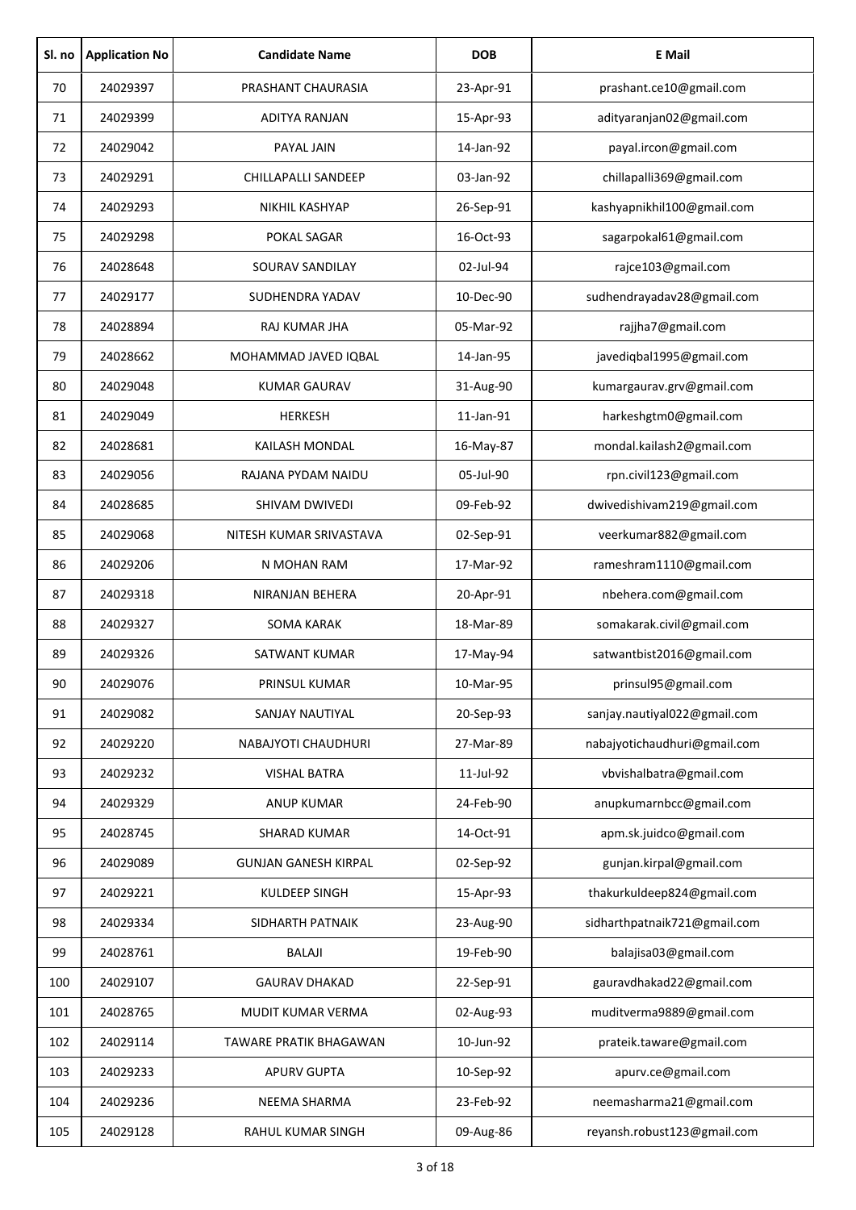| Sl. no | Application No | Candidate Name | DOB | E Mail |
|---|---|---|---|---|
| 70 | 24029397 | PRASHANT CHAURASIA | 23-Apr-91 | prashant.ce10@gmail.com |
| 71 | 24029399 | ADITYA RANJAN | 15-Apr-93 | adityaranjan02@gmail.com |
| 72 | 24029042 | PAYAL JAIN | 14-Jan-92 | payal.ircon@gmail.com |
| 73 | 24029291 | CHILLAPALLI SANDEEP | 03-Jan-92 | chillapalli369@gmail.com |
| 74 | 24029293 | NIKHIL KASHYAP | 26-Sep-91 | kashyapnikhil100@gmail.com |
| 75 | 24029298 | POKAL SAGAR | 16-Oct-93 | sagarpokal61@gmail.com |
| 76 | 24028648 | SOURAV SANDILAY | 02-Jul-94 | rajce103@gmail.com |
| 77 | 24029177 | SUDHENDRA YADAV | 10-Dec-90 | sudhendrayadav28@gmail.com |
| 78 | 24028894 | RAJ KUMAR JHA | 05-Mar-92 | rajjha7@gmail.com |
| 79 | 24028662 | MOHAMMAD JAVED IQBAL | 14-Jan-95 | javediqbal1995@gmail.com |
| 80 | 24029048 | KUMAR GAURAV | 31-Aug-90 | kumargaurav.grv@gmail.com |
| 81 | 24029049 | HERKESH | 11-Jan-91 | harkeshgtm0@gmail.com |
| 82 | 24028681 | KAILASH MONDAL | 16-May-87 | mondal.kailash2@gmail.com |
| 83 | 24029056 | RAJANA PYDAM NAIDU | 05-Jul-90 | rpn.civil123@gmail.com |
| 84 | 24028685 | SHIVAM DWIVEDI | 09-Feb-92 | dwivedishivam219@gmail.com |
| 85 | 24029068 | NITESH KUMAR SRIVASTAVA | 02-Sep-91 | veerkumar882@gmail.com |
| 86 | 24029206 | N MOHAN RAM | 17-Mar-92 | rameshram1110@gmail.com |
| 87 | 24029318 | NIRANJAN BEHERA | 20-Apr-91 | nbehera.com@gmail.com |
| 88 | 24029327 | SOMA KARAK | 18-Mar-89 | somakarak.civil@gmail.com |
| 89 | 24029326 | SATWANT KUMAR | 17-May-94 | satwantbist2016@gmail.com |
| 90 | 24029076 | PRINSUL KUMAR | 10-Mar-95 | prinsul95@gmail.com |
| 91 | 24029082 | SANJAY NAUTIYAL | 20-Sep-93 | sanjay.nautiyal022@gmail.com |
| 92 | 24029220 | NABAJYOTI CHAUDHURI | 27-Mar-89 | nabajyotichaudhuri@gmail.com |
| 93 | 24029232 | VISHAL BATRA | 11-Jul-92 | vbvishalbatra@gmail.com |
| 94 | 24029329 | ANUP KUMAR | 24-Feb-90 | anupkumarnbcc@gmail.com |
| 95 | 24028745 | SHARAD KUMAR | 14-Oct-91 | apm.sk.juidco@gmail.com |
| 96 | 24029089 | GUNJAN GANESH KIRPAL | 02-Sep-92 | gunjan.kirpal@gmail.com |
| 97 | 24029221 | KULDEEP SINGH | 15-Apr-93 | thakurkuldeep824@gmail.com |
| 98 | 24029334 | SIDHARTH PATNAIK | 23-Aug-90 | sidharthpatnaik721@gmail.com |
| 99 | 24028761 | BALAJI | 19-Feb-90 | balajisa03@gmail.com |
| 100 | 24029107 | GAURAV DHAKAD | 22-Sep-91 | gauravdhakad22@gmail.com |
| 101 | 24028765 | MUDIT KUMAR VERMA | 02-Aug-93 | muditverma9889@gmail.com |
| 102 | 24029114 | TAWARE PRATIK BHAGAWAN | 10-Jun-92 | prateik.taware@gmail.com |
| 103 | 24029233 | APURV GUPTA | 10-Sep-92 | apurv.ce@gmail.com |
| 104 | 24029236 | NEEMA SHARMA | 23-Feb-92 | neemasharma21@gmail.com |
| 105 | 24029128 | RAHUL KUMAR SINGH | 09-Aug-86 | reyansh.robust123@gmail.com |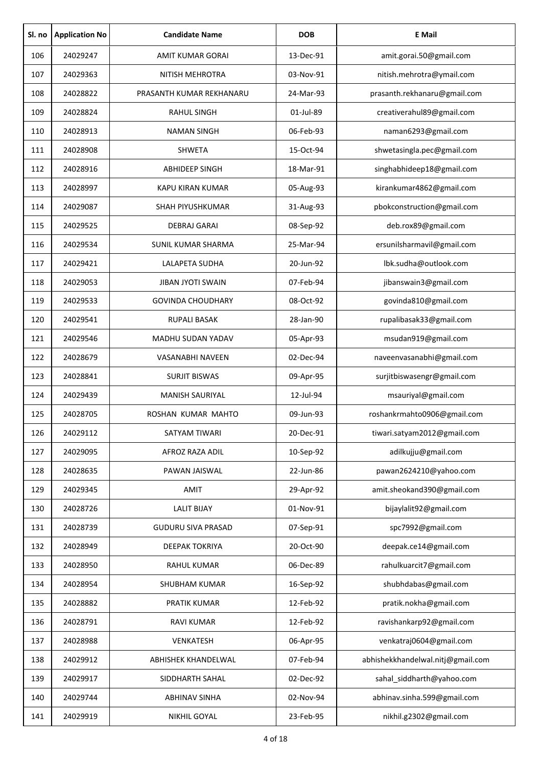| Sl. no | Application No | Candidate Name | DOB | E Mail |
|---|---|---|---|---|
| 106 | 24029247 | AMIT KUMAR GORAI | 13-Dec-91 | amit.gorai.50@gmail.com |
| 107 | 24029363 | NITISH MEHROTRA | 03-Nov-91 | nitish.mehrotra@ymail.com |
| 108 | 24028822 | PRASANTH KUMAR REKHANARU | 24-Mar-93 | prasanth.rekhanaru@gmail.com |
| 109 | 24028824 | RAHUL SINGH | 01-Jul-89 | creativerahul89@gmail.com |
| 110 | 24028913 | NAMAN SINGH | 06-Feb-93 | naman6293@gmail.com |
| 111 | 24028908 | SHWETA | 15-Oct-94 | shwetasingla.pec@gmail.com |
| 112 | 24028916 | ABHIDEEP SINGH | 18-Mar-91 | singhabhideep18@gmail.com |
| 113 | 24028997 | KAPU KIRAN KUMAR | 05-Aug-93 | kirankumar4862@gmail.com |
| 114 | 24029087 | SHAH PIYUSHKUMAR | 31-Aug-93 | pbokconstruction@gmail.com |
| 115 | 24029525 | DEBRAJ GARAI | 08-Sep-92 | deb.rox89@gmail.com |
| 116 | 24029534 | SUNIL KUMAR SHARMA | 25-Mar-94 | ersunilsharmavil@gmail.com |
| 117 | 24029421 | LALAPETA SUDHA | 20-Jun-92 | lbk.sudha@outlook.com |
| 118 | 24029053 | JIBAN JYOTI SWAIN | 07-Feb-94 | jibanswain3@gmail.com |
| 119 | 24029533 | GOVINDA CHOUDHARY | 08-Oct-92 | govinda810@gmail.com |
| 120 | 24029541 | RUPALI BASAK | 28-Jan-90 | rupalibasak33@gmail.com |
| 121 | 24029546 | MADHU SUDAN YADAV | 05-Apr-93 | msudan919@gmail.com |
| 122 | 24028679 | VASANABHI NAVEEN | 02-Dec-94 | naveenvasanabhi@gmail.com |
| 123 | 24028841 | SURJIT BISWAS | 09-Apr-95 | surjitbiswasengr@gmail.com |
| 124 | 24029439 | MANISH SAURIYAL | 12-Jul-94 | msauriyal@gmail.com |
| 125 | 24028705 | ROSHAN KUMAR MAHTO | 09-Jun-93 | roshankrmahto0906@gmail.com |
| 126 | 24029112 | SATYAM TIWARI | 20-Dec-91 | tiwari.satyam2012@gmail.com |
| 127 | 24029095 | AFROZ RAZA ADIL | 10-Sep-92 | adilkujju@gmail.com |
| 128 | 24028635 | PAWAN JAISWAL | 22-Jun-86 | pawan2624210@yahoo.com |
| 129 | 24029345 | AMIT | 29-Apr-92 | amit.sheokand390@gmail.com |
| 130 | 24028726 | LALIT BIJAY | 01-Nov-91 | bijaylalit92@gmail.com |
| 131 | 24028739 | GUDURU SIVA PRASAD | 07-Sep-91 | spc7992@gmail.com |
| 132 | 24028949 | DEEPAK TOKRIYA | 20-Oct-90 | deepak.ce14@gmail.com |
| 133 | 24028950 | RAHUL KUMAR | 06-Dec-89 | rahulkuarcit7@gmail.com |
| 134 | 24028954 | SHUBHAM KUMAR | 16-Sep-92 | shubhdabas@gmail.com |
| 135 | 24028882 | PRATIK KUMAR | 12-Feb-92 | pratik.nokha@gmail.com |
| 136 | 24028791 | RAVI KUMAR | 12-Feb-92 | ravishankarp92@gmail.com |
| 137 | 24028988 | VENKATESH | 06-Apr-95 | venkatraj0604@gmail.com |
| 138 | 24029912 | ABHISHEK KHANDELWAL | 07-Feb-94 | abhishekkhandelwal.nitj@gmail.com |
| 139 | 24029917 | SIDDHARTH SAHAL | 02-Dec-92 | sahal_siddharth@yahoo.com |
| 140 | 24029744 | ABHINAV SINHA | 02-Nov-94 | abhinav.sinha.599@gmail.com |
| 141 | 24029919 | NIKHIL GOYAL | 23-Feb-95 | nikhil.g2302@gmail.com |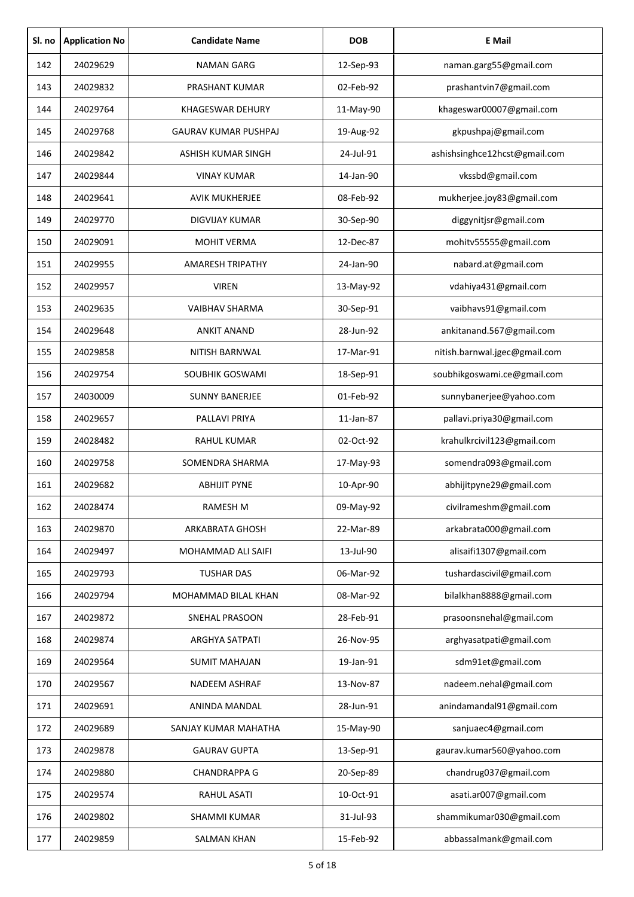| Sl. no | Application No | Candidate Name | DOB | E Mail |
|---|---|---|---|---|
| 142 | 24029629 | NAMAN GARG | 12-Sep-93 | naman.garg55@gmail.com |
| 143 | 24029832 | PRASHANT KUMAR | 02-Feb-92 | prashantvin7@gmail.com |
| 144 | 24029764 | KHAGESWAR DEHURY | 11-May-90 | khageswar00007@gmail.com |
| 145 | 24029768 | GAURAV KUMAR PUSHPAJ | 19-Aug-92 | gkpushpaj@gmail.com |
| 146 | 24029842 | ASHISH KUMAR SINGH | 24-Jul-91 | ashishsinghce12hcst@gmail.com |
| 147 | 24029844 | VINAY KUMAR | 14-Jan-90 | vkssbd@gmail.com |
| 148 | 24029641 | AVIK MUKHERJEE | 08-Feb-92 | mukherjee.joy83@gmail.com |
| 149 | 24029770 | DIGVIJAY KUMAR | 30-Sep-90 | diggynitjsr@gmail.com |
| 150 | 24029091 | MOHIT VERMA | 12-Dec-87 | mohitv55555@gmail.com |
| 151 | 24029955 | AMARESH TRIPATHY | 24-Jan-90 | nabard.at@gmail.com |
| 152 | 24029957 | VIREN | 13-May-92 | vdahiya431@gmail.com |
| 153 | 24029635 | VAIBHAV SHARMA | 30-Sep-91 | vaibhavs91@gmail.com |
| 154 | 24029648 | ANKIT ANAND | 28-Jun-92 | ankitanand.567@gmail.com |
| 155 | 24029858 | NITISH BARNWAL | 17-Mar-91 | nitish.barnwal.jgec@gmail.com |
| 156 | 24029754 | SOUBHIK GOSWAMI | 18-Sep-91 | soubhikgoswami.ce@gmail.com |
| 157 | 24030009 | SUNNY BANERJEE | 01-Feb-92 | sunnybanerjee@yahoo.com |
| 158 | 24029657 | PALLAVI PRIYA | 11-Jan-87 | pallavi.priya30@gmail.com |
| 159 | 24028482 | RAHUL KUMAR | 02-Oct-92 | krahulkrcivil123@gmail.com |
| 160 | 24029758 | SOMENDRA SHARMA | 17-May-93 | somendra093@gmail.com |
| 161 | 24029682 | ABHIJIT PYNE | 10-Apr-90 | abhijitpyne29@gmail.com |
| 162 | 24028474 | RAMESH M | 09-May-92 | civilrameshm@gmail.com |
| 163 | 24029870 | ARKABRATA GHOSH | 22-Mar-89 | arkabrata000@gmail.com |
| 164 | 24029497 | MOHAMMAD ALI SAIFI | 13-Jul-90 | alisaifi1307@gmail.com |
| 165 | 24029793 | TUSHAR DAS | 06-Mar-92 | tushardascivil@gmail.com |
| 166 | 24029794 | MOHAMMAD BILAL KHAN | 08-Mar-92 | bilalkhan8888@gmail.com |
| 167 | 24029872 | SNEHAL PRASOON | 28-Feb-91 | prasoonsnehal@gmail.com |
| 168 | 24029874 | ARGHYA SATPATI | 26-Nov-95 | arghyasatpati@gmail.com |
| 169 | 24029564 | SUMIT MAHAJAN | 19-Jan-91 | sdm91et@gmail.com |
| 170 | 24029567 | NADEEM ASHRAF | 13-Nov-87 | nadeem.nehal@gmail.com |
| 171 | 24029691 | ANINDA MANDAL | 28-Jun-91 | anindamandal91@gmail.com |
| 172 | 24029689 | SANJAY KUMAR MAHATHA | 15-May-90 | sanjuaec4@gmail.com |
| 173 | 24029878 | GAURAV GUPTA | 13-Sep-91 | gaurav.kumar560@yahoo.com |
| 174 | 24029880 | CHANDRAPPA G | 20-Sep-89 | chandrug037@gmail.com |
| 175 | 24029574 | RAHUL ASATI | 10-Oct-91 | asati.ar007@gmail.com |
| 176 | 24029802 | SHAMMI KUMAR | 31-Jul-93 | shammikumar030@gmail.com |
| 177 | 24029859 | SALMAN KHAN | 15-Feb-92 | abbassalmank@gmail.com |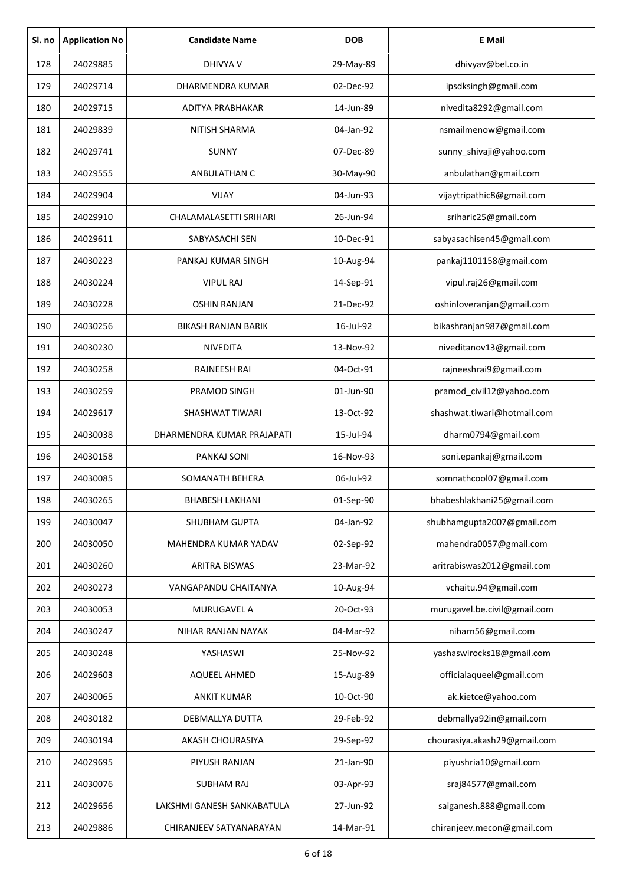| Sl. no | Application No | Candidate Name | DOB | E Mail |
|---|---|---|---|---|
| 178 | 24029885 | DHIVYA V | 29-May-89 | dhivyav@bel.co.in |
| 179 | 24029714 | DHARMENDRA KUMAR | 02-Dec-92 | ipsdksingh@gmail.com |
| 180 | 24029715 | ADITYA PRABHAKAR | 14-Jun-89 | nivedita8292@gmail.com |
| 181 | 24029839 | NITISH SHARMA | 04-Jan-92 | nsmailmenow@gmail.com |
| 182 | 24029741 | SUNNY | 07-Dec-89 | sunny_shivaji@yahoo.com |
| 183 | 24029555 | ANBULATHAN C | 30-May-90 | anbulathan@gmail.com |
| 184 | 24029904 | VIJAY | 04-Jun-93 | vijaytripathic8@gmail.com |
| 185 | 24029910 | CHALAMALASETTI SRIHARI | 26-Jun-94 | sriharic25@gmail.com |
| 186 | 24029611 | SABYASACHI SEN | 10-Dec-91 | sabyasachisen45@gmail.com |
| 187 | 24030223 | PANKAJ KUMAR SINGH | 10-Aug-94 | pankaj1101158@gmail.com |
| 188 | 24030224 | VIPUL RAJ | 14-Sep-91 | vipul.raj26@gmail.com |
| 189 | 24030228 | OSHIN RANJAN | 21-Dec-92 | oshinloveranjan@gmail.com |
| 190 | 24030256 | BIKASH RANJAN BARIK | 16-Jul-92 | bikashranjan987@gmail.com |
| 191 | 24030230 | NIVEDITA | 13-Nov-92 | niveditanov13@gmail.com |
| 192 | 24030258 | RAJNEESH RAI | 04-Oct-91 | rajneeshrai9@gmail.com |
| 193 | 24030259 | PRAMOD SINGH | 01-Jun-90 | pramod_civil12@yahoo.com |
| 194 | 24029617 | SHASHWAT TIWARI | 13-Oct-92 | shashwat.tiwari@hotmail.com |
| 195 | 24030038 | DHARMENDRA KUMAR PRAJAPATI | 15-Jul-94 | dharm0794@gmail.com |
| 196 | 24030158 | PANKAJ SONI | 16-Nov-93 | soni.epankaj@gmail.com |
| 197 | 24030085 | SOMANATH BEHERA | 06-Jul-92 | somnathcool07@gmail.com |
| 198 | 24030265 | BHABESH LAKHANI | 01-Sep-90 | bhabeshlakhani25@gmail.com |
| 199 | 24030047 | SHUBHAM GUPTA | 04-Jan-92 | shubhamgupta2007@gmail.com |
| 200 | 24030050 | MAHENDRA KUMAR YADAV | 02-Sep-92 | mahendra0057@gmail.com |
| 201 | 24030260 | ARITRA BISWAS | 23-Mar-92 | aritrabiswas2012@gmail.com |
| 202 | 24030273 | VANGAPANDU CHAITANYA | 10-Aug-94 | vchaitu.94@gmail.com |
| 203 | 24030053 | MURUGAVEL A | 20-Oct-93 | murugavel.be.civil@gmail.com |
| 204 | 24030247 | NIHAR RANJAN NAYAK | 04-Mar-92 | niharn56@gmail.com |
| 205 | 24030248 | YASHASWI | 25-Nov-92 | yashaswirocks18@gmail.com |
| 206 | 24029603 | AQUEEL AHMED | 15-Aug-89 | officialaqueel@gmail.com |
| 207 | 24030065 | ANKIT KUMAR | 10-Oct-90 | ak.kietce@yahoo.com |
| 208 | 24030182 | DEBMALLYA DUTTA | 29-Feb-92 | debmallya92in@gmail.com |
| 209 | 24030194 | AKASH CHOURASIYA | 29-Sep-92 | chourasiya.akash29@gmail.com |
| 210 | 24029695 | PIYUSH RANJAN | 21-Jan-90 | piyushria10@gmail.com |
| 211 | 24030076 | SUBHAM RAJ | 03-Apr-93 | sraj84577@gmail.com |
| 212 | 24029656 | LAKSHMI GANESH SANKABATULA | 27-Jun-92 | saiganesh.888@gmail.com |
| 213 | 24029886 | CHIRANJEEV SATYANARAYAN | 14-Mar-91 | chiranjeev.mecon@gmail.com |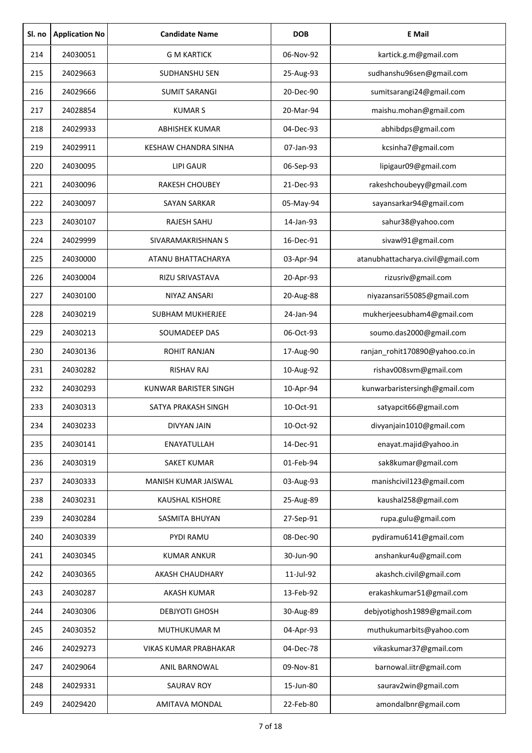| Sl. no | Application No | Candidate Name | DOB | E Mail |
|---|---|---|---|---|
| 214 | 24030051 | G M KARTICK | 06-Nov-92 | kartick.g.m@gmail.com |
| 215 | 24029663 | SUDHANSHU SEN | 25-Aug-93 | sudhanshu96sen@gmail.com |
| 216 | 24029666 | SUMIT SARANGI | 20-Dec-90 | sumitsarangi24@gmail.com |
| 217 | 24028854 | KUMAR S | 20-Mar-94 | maishu.mohan@gmail.com |
| 218 | 24029933 | ABHISHEK KUMAR | 04-Dec-93 | abhibdps@gmail.com |
| 219 | 24029911 | KESHAW CHANDRA SINHA | 07-Jan-93 | kcsinha7@gmail.com |
| 220 | 24030095 | LIPI GAUR | 06-Sep-93 | lipigaur09@gmail.com |
| 221 | 24030096 | RAKESH CHOUBEY | 21-Dec-93 | rakeshchoubeyy@gmail.com |
| 222 | 24030097 | SAYAN SARKAR | 05-May-94 | sayansarkar94@gmail.com |
| 223 | 24030107 | RAJESH SAHU | 14-Jan-93 | sahur38@yahoo.com |
| 224 | 24029999 | SIVARAMAKRISHNAN S | 16-Dec-91 | sivawl91@gmail.com |
| 225 | 24030000 | ATANU BHATTACHARYA | 03-Apr-94 | atanubhattacharya.civil@gmail.com |
| 226 | 24030004 | RIZU SRIVASTAVA | 20-Apr-93 | rizusriv@gmail.com |
| 227 | 24030100 | NIYAZ ANSARI | 20-Aug-88 | niyazansari55085@gmail.com |
| 228 | 24030219 | SUBHAM MUKHERJEE | 24-Jan-94 | mukherjeesubham4@gmail.com |
| 229 | 24030213 | SOUMADEEP DAS | 06-Oct-93 | soumo.das2000@gmail.com |
| 230 | 24030136 | ROHIT RANJAN | 17-Aug-90 | ranjan_rohit170890@yahoo.co.in |
| 231 | 24030282 | RISHAV RAJ | 10-Aug-92 | rishav008svm@gmail.com |
| 232 | 24030293 | KUNWAR BARISTER SINGH | 10-Apr-94 | kunwarbaristersingh@gmail.com |
| 233 | 24030313 | SATYA PRAKASH SINGH | 10-Oct-91 | satyapcit66@gmail.com |
| 234 | 24030233 | DIVYAN JAIN | 10-Oct-92 | divyanjain1010@gmail.com |
| 235 | 24030141 | ENAYATULLAH | 14-Dec-91 | enayat.majid@yahoo.in |
| 236 | 24030319 | SAKET KUMAR | 01-Feb-94 | sak8kumar@gmail.com |
| 237 | 24030333 | MANISH KUMAR JAISWAL | 03-Aug-93 | manishcivil123@gmail.com |
| 238 | 24030231 | KAUSHAL KISHORE | 25-Aug-89 | kaushal258@gmail.com |
| 239 | 24030284 | SASMITA BHUYAN | 27-Sep-91 | rupa.gulu@gmail.com |
| 240 | 24030339 | PYDI RAMU | 08-Dec-90 | pydiramu6141@gmail.com |
| 241 | 24030345 | KUMAR ANKUR | 30-Jun-90 | anshankur4u@gmail.com |
| 242 | 24030365 | AKASH CHAUDHARY | 11-Jul-92 | akashch.civil@gmail.com |
| 243 | 24030287 | AKASH KUMAR | 13-Feb-92 | erakashkumar51@gmail.com |
| 244 | 24030306 | DEBJYOTI GHOSH | 30-Aug-89 | debjyotighosh1989@gmail.com |
| 245 | 24030352 | MUTHUKUMAR M | 04-Apr-93 | muthukumarbits@yahoo.com |
| 246 | 24029273 | VIKAS KUMAR PRABHAKAR | 04-Dec-78 | vikaskumar37@gmail.com |
| 247 | 24029064 | ANIL BARNOWAL | 09-Nov-81 | barnowal.iitr@gmail.com |
| 248 | 24029331 | SAURAV ROY | 15-Jun-80 | saurav2win@gmail.com |
| 249 | 24029420 | AMITAVA MONDAL | 22-Feb-80 | amondalbnr@gmail.com |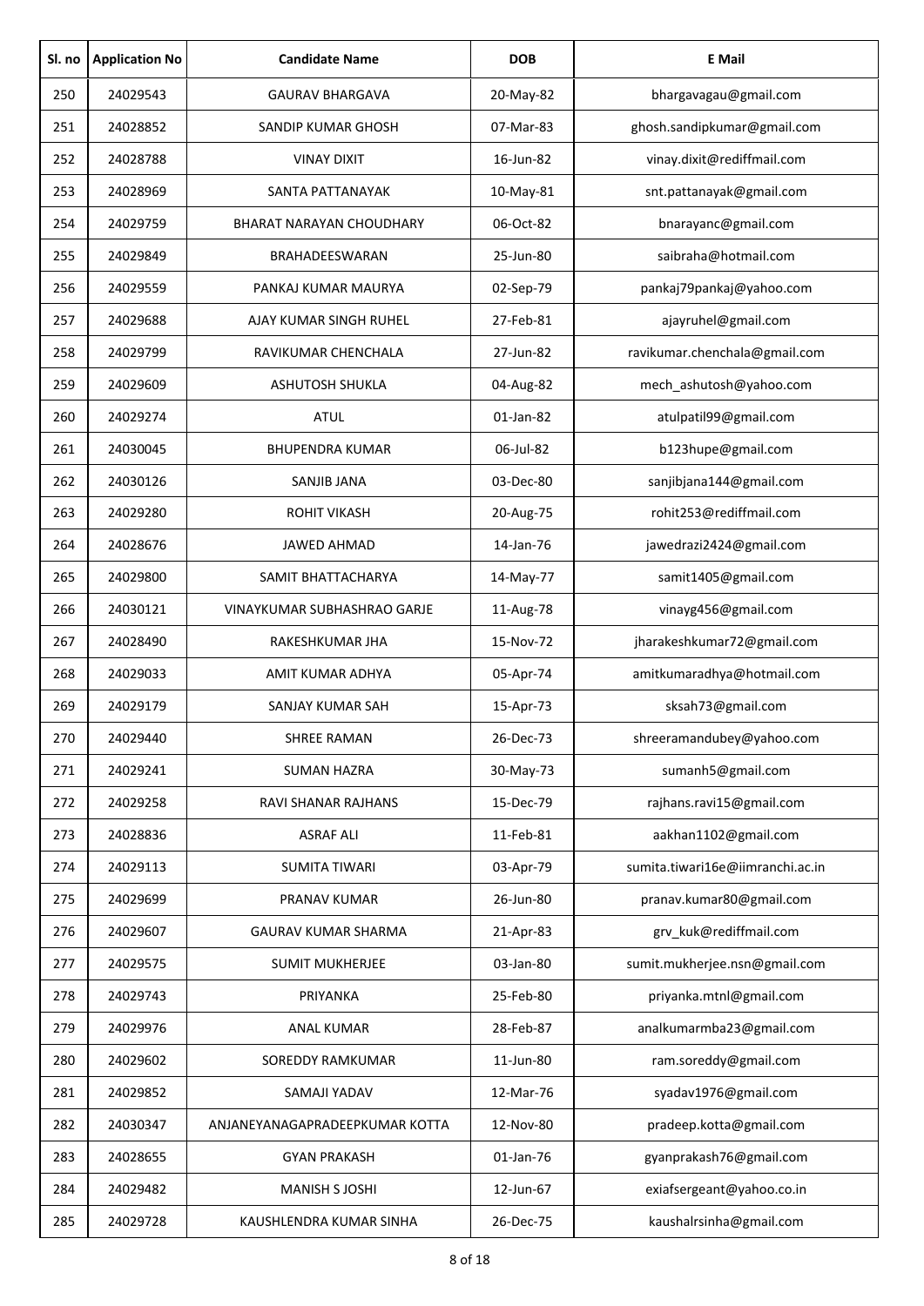| Sl. no | Application No | Candidate Name | DOB | E Mail |
|---|---|---|---|---|
| 250 | 24029543 | GAURAV BHARGAVA | 20-May-82 | bhargavagau@gmail.com |
| 251 | 24028852 | SANDIP KUMAR GHOSH | 07-Mar-83 | ghosh.sandipkumar@gmail.com |
| 252 | 24028788 | VINAY DIXIT | 16-Jun-82 | vinay.dixit@rediffmail.com |
| 253 | 24028969 | SANTA PATTANAYAK | 10-May-81 | snt.pattanayak@gmail.com |
| 254 | 24029759 | BHARAT NARAYAN CHOUDHARY | 06-Oct-82 | bnarayanc@gmail.com |
| 255 | 24029849 | BRAHADEESWARAN | 25-Jun-80 | saibraha@hotmail.com |
| 256 | 24029559 | PANKAJ KUMAR MAURYA | 02-Sep-79 | pankaj79pankaj@yahoo.com |
| 257 | 24029688 | AJAY KUMAR SINGH RUHEL | 27-Feb-81 | ajayruhel@gmail.com |
| 258 | 24029799 | RAVIKUMAR CHENCHALA | 27-Jun-82 | ravikumar.chenchala@gmail.com |
| 259 | 24029609 | ASHUTOSH SHUKLA | 04-Aug-82 | mech_ashutosh@yahoo.com |
| 260 | 24029274 | ATUL | 01-Jan-82 | atulpatil99@gmail.com |
| 261 | 24030045 | BHUPENDRA KUMAR | 06-Jul-82 | b123hupe@gmail.com |
| 262 | 24030126 | SANJIB JANA | 03-Dec-80 | sanjibjana144@gmail.com |
| 263 | 24029280 | ROHIT VIKASH | 20-Aug-75 | rohit253@rediffmail.com |
| 264 | 24028676 | JAWED AHMAD | 14-Jan-76 | jawedrazi2424@gmail.com |
| 265 | 24029800 | SAMIT BHATTACHARYA | 14-May-77 | samit1405@gmail.com |
| 266 | 24030121 | VINAYKUMAR SUBHASHRAO GARJE | 11-Aug-78 | vinayg456@gmail.com |
| 267 | 24028490 | RAKESHKUMAR JHA | 15-Nov-72 | jharakeshkumar72@gmail.com |
| 268 | 24029033 | AMIT KUMAR ADHYA | 05-Apr-74 | amitkumaradhya@hotmail.com |
| 269 | 24029179 | SANJAY KUMAR SAH | 15-Apr-73 | sksah73@gmail.com |
| 270 | 24029440 | SHREE RAMAN | 26-Dec-73 | shreeramandubey@yahoo.com |
| 271 | 24029241 | SUMAN HAZRA | 30-May-73 | sumanh5@gmail.com |
| 272 | 24029258 | RAVI SHANAR RAJHANS | 15-Dec-79 | rajhans.ravi15@gmail.com |
| 273 | 24028836 | ASRAF ALI | 11-Feb-81 | aakhan1102@gmail.com |
| 274 | 24029113 | SUMITA TIWARI | 03-Apr-79 | sumita.tiwari16e@iimranchi.ac.in |
| 275 | 24029699 | PRANAV KUMAR | 26-Jun-80 | pranav.kumar80@gmail.com |
| 276 | 24029607 | GAURAV KUMAR SHARMA | 21-Apr-83 | grv_kuk@rediffmail.com |
| 277 | 24029575 | SUMIT MUKHERJEE | 03-Jan-80 | sumit.mukherjee.nsn@gmail.com |
| 278 | 24029743 | PRIYANKA | 25-Feb-80 | priyanka.mtnl@gmail.com |
| 279 | 24029976 | ANAL KUMAR | 28-Feb-87 | analkumarmba23@gmail.com |
| 280 | 24029602 | SOREDDY RAMKUMAR | 11-Jun-80 | ram.soreddy@gmail.com |
| 281 | 24029852 | SAMAJI YADAV | 12-Mar-76 | syadav1976@gmail.com |
| 282 | 24030347 | ANJANEYANAGAPRADEEPKUMAR KOTTA | 12-Nov-80 | pradeep.kotta@gmail.com |
| 283 | 24028655 | GYAN PRAKASH | 01-Jan-76 | gyanprakash76@gmail.com |
| 284 | 24029482 | MANISH S JOSHI | 12-Jun-67 | exiafsergeant@yahoo.co.in |
| 285 | 24029728 | KAUSHLENDRA KUMAR SINHA | 26-Dec-75 | kaushalrsinha@gmail.com |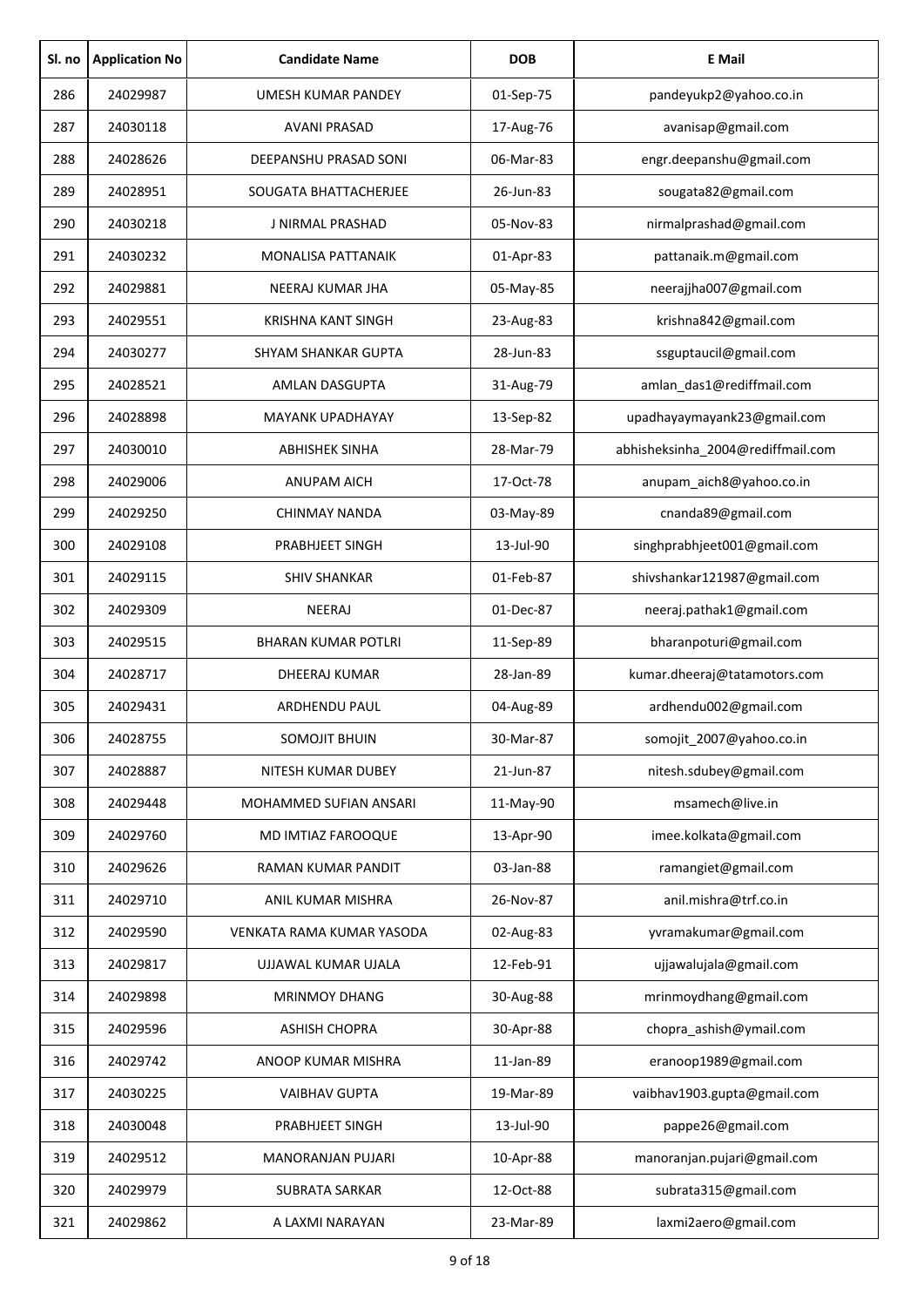| Sl. no | Application No | Candidate Name | DOB | E Mail |
|---|---|---|---|---|
| 286 | 24029987 | UMESH KUMAR PANDEY | 01-Sep-75 | pandeyukp2@yahoo.co.in |
| 287 | 24030118 | AVANI PRASAD | 17-Aug-76 | avanisap@gmail.com |
| 288 | 24028626 | DEEPANSHU PRASAD SONI | 06-Mar-83 | engr.deepanshu@gmail.com |
| 289 | 24028951 | SOUGATA BHATTACHERJEE | 26-Jun-83 | sougata82@gmail.com |
| 290 | 24030218 | J NIRMAL PRASHAD | 05-Nov-83 | nirmalprashad@gmail.com |
| 291 | 24030232 | MONALISA PATTANAIK | 01-Apr-83 | pattanaik.m@gmail.com |
| 292 | 24029881 | NEERAJ KUMAR JHA | 05-May-85 | neerajjha007@gmail.com |
| 293 | 24029551 | KRISHNA KANT SINGH | 23-Aug-83 | krishna842@gmail.com |
| 294 | 24030277 | SHYAM SHANKAR GUPTA | 28-Jun-83 | ssguptaucil@gmail.com |
| 295 | 24028521 | AMLAN DASGUPTA | 31-Aug-79 | amlan_das1@rediffmail.com |
| 296 | 24028898 | MAYANK UPADHAYAY | 13-Sep-82 | upadhayaymayank23@gmail.com |
| 297 | 24030010 | ABHISHEK SINHA | 28-Mar-79 | abhisheksinha_2004@rediffmail.com |
| 298 | 24029006 | ANUPAM AICH | 17-Oct-78 | anupam_aich8@yahoo.co.in |
| 299 | 24029250 | CHINMAY NANDA | 03-May-89 | cnanda89@gmail.com |
| 300 | 24029108 | PRABHJEET SINGH | 13-Jul-90 | singhprabhjeet001@gmail.com |
| 301 | 24029115 | SHIV SHANKAR | 01-Feb-87 | shivshankar121987@gmail.com |
| 302 | 24029309 | NEERAJ | 01-Dec-87 | neeraj.pathak1@gmail.com |
| 303 | 24029515 | BHARAN KUMAR POTLRI | 11-Sep-89 | bharanpoturi@gmail.com |
| 304 | 24028717 | DHEERAJ KUMAR | 28-Jan-89 | kumar.dheeraj@tatamotors.com |
| 305 | 24029431 | ARDHENDU PAUL | 04-Aug-89 | ardhendu002@gmail.com |
| 306 | 24028755 | SOMOJIT BHUIN | 30-Mar-87 | somojit_2007@yahoo.co.in |
| 307 | 24028887 | NITESH KUMAR DUBEY | 21-Jun-87 | nitesh.sdubey@gmail.com |
| 308 | 24029448 | MOHAMMED SUFIAN ANSARI | 11-May-90 | msamech@live.in |
| 309 | 24029760 | MD IMTIAZ FAROOQUE | 13-Apr-90 | imee.kolkata@gmail.com |
| 310 | 24029626 | RAMAN KUMAR PANDIT | 03-Jan-88 | ramangiet@gmail.com |
| 311 | 24029710 | ANIL KUMAR MISHRA | 26-Nov-87 | anil.mishra@trf.co.in |
| 312 | 24029590 | VENKATA RAMA KUMAR YASODA | 02-Aug-83 | yvramakumar@gmail.com |
| 313 | 24029817 | UJJAWAL KUMAR UJALA | 12-Feb-91 | ujjawalujala@gmail.com |
| 314 | 24029898 | MRINMOY DHANG | 30-Aug-88 | mrinmoydhang@gmail.com |
| 315 | 24029596 | ASHISH CHOPRA | 30-Apr-88 | chopra_ashish@ymail.com |
| 316 | 24029742 | ANOOP KUMAR MISHRA | 11-Jan-89 | eranoop1989@gmail.com |
| 317 | 24030225 | VAIBHAV GUPTA | 19-Mar-89 | vaibhav1903.gupta@gmail.com |
| 318 | 24030048 | PRABHJEET SINGH | 13-Jul-90 | pappe26@gmail.com |
| 319 | 24029512 | MANORANJAN PUJARI | 10-Apr-88 | manoranjan.pujari@gmail.com |
| 320 | 24029979 | SUBRATA SARKAR | 12-Oct-88 | subrata315@gmail.com |
| 321 | 24029862 | A LAXMI NARAYAN | 23-Mar-89 | laxmi2aero@gmail.com |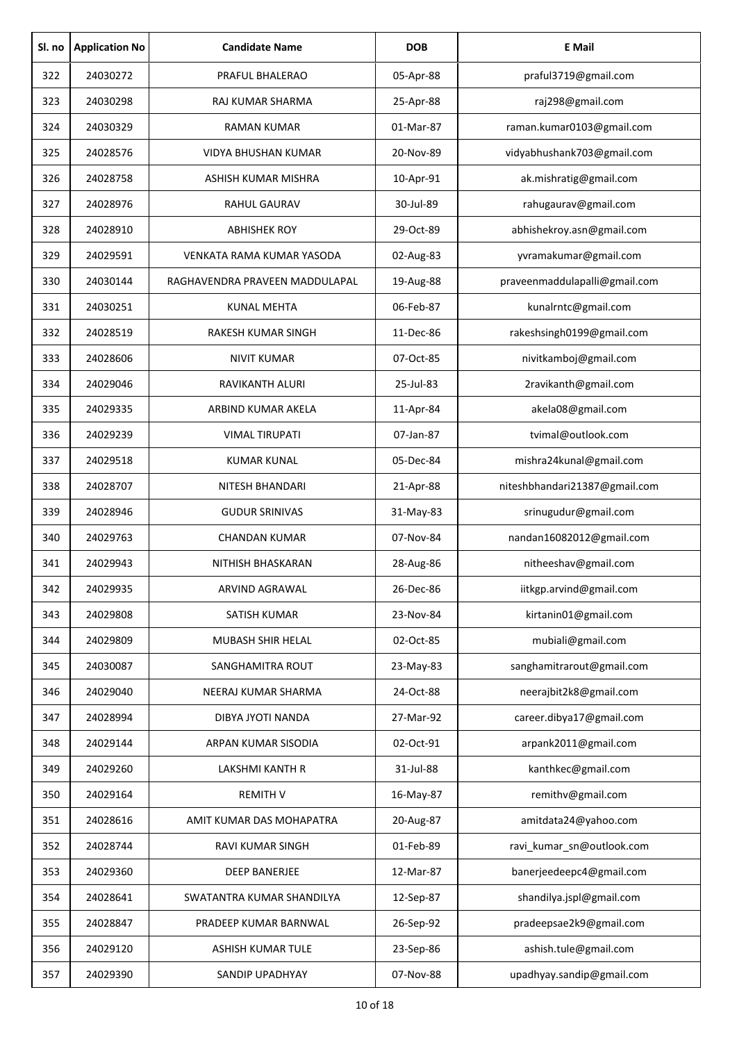| Sl. no | Application No | Candidate Name | DOB | E Mail |
|---|---|---|---|---|
| 322 | 24030272 | PRAFUL BHALERAO | 05-Apr-88 | praful3719@gmail.com |
| 323 | 24030298 | RAJ KUMAR SHARMA | 25-Apr-88 | raj298@gmail.com |
| 324 | 24030329 | RAMAN KUMAR | 01-Mar-87 | raman.kumar0103@gmail.com |
| 325 | 24028576 | VIDYA BHUSHAN KUMAR | 20-Nov-89 | vidyabhushank703@gmail.com |
| 326 | 24028758 | ASHISH KUMAR MISHRA | 10-Apr-91 | ak.mishratig@gmail.com |
| 327 | 24028976 | RAHUL GAURAV | 30-Jul-89 | rahugaurav@gmail.com |
| 328 | 24028910 | ABHISHEK ROY | 29-Oct-89 | abhishekroy.asn@gmail.com |
| 329 | 24029591 | VENKATA RAMA KUMAR YASODA | 02-Aug-83 | yvramakumar@gmail.com |
| 330 | 24030144 | RAGHAVENDRA PRAVEEN MADDULAPAL | 19-Aug-88 | praveenmaddulapalli@gmail.com |
| 331 | 24030251 | KUNAL MEHTA | 06-Feb-87 | kunalrntc@gmail.com |
| 332 | 24028519 | RAKESH KUMAR SINGH | 11-Dec-86 | rakeshsingh0199@gmail.com |
| 333 | 24028606 | NIVIT KUMAR | 07-Oct-85 | nivitkamboj@gmail.com |
| 334 | 24029046 | RAVIKANTH ALURI | 25-Jul-83 | 2ravikanth@gmail.com |
| 335 | 24029335 | ARBIND KUMAR AKELA | 11-Apr-84 | akela08@gmail.com |
| 336 | 24029239 | VIMAL TIRUPATI | 07-Jan-87 | tvimal@outlook.com |
| 337 | 24029518 | KUMAR KUNAL | 05-Dec-84 | mishra24kunal@gmail.com |
| 338 | 24028707 | NITESH BHANDARI | 21-Apr-88 | niteshbhandari21387@gmail.com |
| 339 | 24028946 | GUDUR SRINIVAS | 31-May-83 | srinugudur@gmail.com |
| 340 | 24029763 | CHANDAN KUMAR | 07-Nov-84 | nandan16082012@gmail.com |
| 341 | 24029943 | NITHISH BHASKARAN | 28-Aug-86 | nitheeshav@gmail.com |
| 342 | 24029935 | ARVIND AGRAWAL | 26-Dec-86 | iitkgp.arvind@gmail.com |
| 343 | 24029808 | SATISH KUMAR | 23-Nov-84 | kirtanin01@gmail.com |
| 344 | 24029809 | MUBASH SHIR HELAL | 02-Oct-85 | mubiali@gmail.com |
| 345 | 24030087 | SANGHAMITRA ROUT | 23-May-83 | sanghamitrarout@gmail.com |
| 346 | 24029040 | NEERAJ KUMAR SHARMA | 24-Oct-88 | neerajbit2k8@gmail.com |
| 347 | 24028994 | DIBYA JYOTI NANDA | 27-Mar-92 | career.dibya17@gmail.com |
| 348 | 24029144 | ARPAN KUMAR SISODIA | 02-Oct-91 | arpank2011@gmail.com |
| 349 | 24029260 | LAKSHMI KANTH R | 31-Jul-88 | kanthkec@gmail.com |
| 350 | 24029164 | REMITH V | 16-May-87 | remithv@gmail.com |
| 351 | 24028616 | AMIT KUMAR DAS MOHAPATRA | 20-Aug-87 | amitdata24@yahoo.com |
| 352 | 24028744 | RAVI KUMAR SINGH | 01-Feb-89 | ravi_kumar_sn@outlook.com |
| 353 | 24029360 | DEEP BANERJEE | 12-Mar-87 | banerjeedeepc4@gmail.com |
| 354 | 24028641 | SWATANTRA KUMAR SHANDILYA | 12-Sep-87 | shandilya.jspl@gmail.com |
| 355 | 24028847 | PRADEEP KUMAR BARNWAL | 26-Sep-92 | pradeepsae2k9@gmail.com |
| 356 | 24029120 | ASHISH KUMAR TULE | 23-Sep-86 | ashish.tule@gmail.com |
| 357 | 24029390 | SANDIP UPADHYAY | 07-Nov-88 | upadhyay.sandip@gmail.com |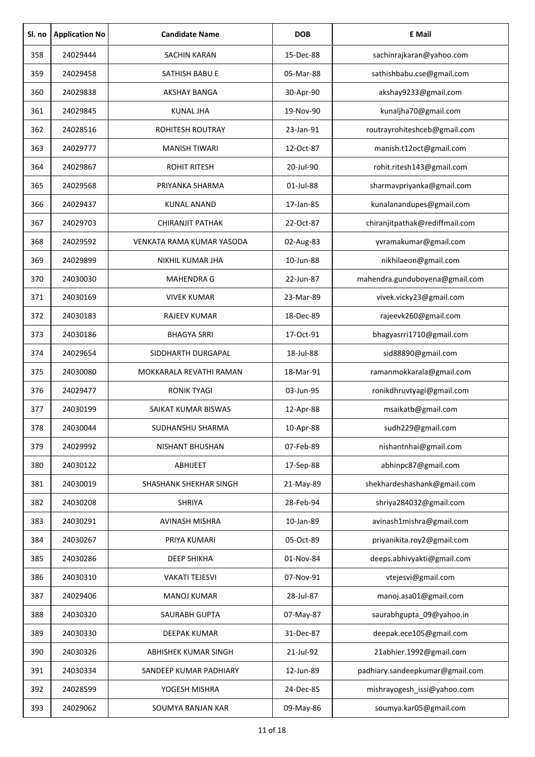| Sl. no | Application No | Candidate Name | DOB | E Mail |
|---|---|---|---|---|
| 358 | 24029444 | SACHIN KARAN | 15-Dec-88 | sachinrajkaran@yahoo.com |
| 359 | 24029458 | SATHISH BABU E | 05-Mar-88 | sathishbabu.cse@gmail.com |
| 360 | 24029838 | AKSHAY BANGA | 30-Apr-90 | akshay9233@gmail.com |
| 361 | 24029845 | KUNAL JHA | 19-Nov-90 | kunaljha70@gmail.com |
| 362 | 24028516 | ROHITESH ROUTRAY | 23-Jan-91 | routrayrohiteshceb@gmail.com |
| 363 | 24029777 | MANISH TIWARI | 12-Oct-87 | manish.t12oct@gmail.com |
| 364 | 24029867 | ROHIT RITESH | 20-Jul-90 | rohit.ritesh143@gmail.com |
| 365 | 24029568 | PRIYANKA SHARMA | 01-Jul-88 | sharmavpriyanka@gmail.com |
| 366 | 24029437 | KUNAL ANAND | 17-Jan-85 | kunalanandupes@gmail.com |
| 367 | 24029703 | CHIRANJIT PATHAK | 22-Oct-87 | chiranjitpathak@rediffmail.com |
| 368 | 24029592 | VENKATA RAMA KUMAR YASODA | 02-Aug-83 | yvramakumar@gmail.com |
| 369 | 24029899 | NIKHIL KUMAR JHA | 10-Jun-88 | nikhilaeon@gmail.com |
| 370 | 24030030 | MAHENDRA G | 22-Jun-87 | mahendra.gunduboyena@gmail.com |
| 371 | 24030169 | VIVEK KUMAR | 23-Mar-89 | vivek.vicky23@gmail.com |
| 372 | 24030183 | RAJEEV KUMAR | 18-Dec-89 | rajeevk260@gmail.com |
| 373 | 24030186 | BHAGYA SRRI | 17-Oct-91 | bhagyasrri1710@gmail.com |
| 374 | 24029654 | SIDDHARTH DURGAPAL | 18-Jul-88 | sid88890@gmail.com |
| 375 | 24030080 | MOKKARALA REVATHI RAMAN | 18-Mar-91 | ramanmokkarala@gmail.com |
| 376 | 24029477 | RONIK TYAGI | 03-Jun-95 | ronikdhruvtyagi@gmail.com |
| 377 | 24030199 | SAIKAT KUMAR BISWAS | 12-Apr-88 | msaikatb@gmail.com |
| 378 | 24030044 | SUDHANSHU SHARMA | 10-Apr-88 | sudh229@gmail.com |
| 379 | 24029992 | NISHANT BHUSHAN | 07-Feb-89 | nishantnhai@gmail.com |
| 380 | 24030122 | ABHIJEET | 17-Sep-88 | abhinpc87@gmail.com |
| 381 | 24030019 | SHASHANK SHEKHAR SINGH | 21-May-89 | shekhardeshashank@gmail.com |
| 382 | 24030208 | SHRIYA | 28-Feb-94 | shriya284032@gmail.com |
| 383 | 24030291 | AVINASH MISHRA | 10-Jan-89 | avinash1mishra@gmail.com |
| 384 | 24030267 | PRIYA KUMARI | 05-Oct-89 | priyanikita.roy2@gmail.com |
| 385 | 24030286 | DEEP SHIKHA | 01-Nov-84 | deeps.abhivyakti@gmail.com |
| 386 | 24030310 | VAKATI TEJESVI | 07-Nov-91 | vtejesvi@gmail.com |
| 387 | 24029406 | MANOJ KUMAR | 28-Jul-87 | manoj.asa01@gmail.com |
| 388 | 24030320 | SAURABH GUPTA | 07-May-87 | saurabhgupta_09@yahoo.in |
| 389 | 24030330 | DEEPAK KUMAR | 31-Dec-87 | deepak.ece105@gmail.com |
| 390 | 24030326 | ABHISHEK KUMAR SINGH | 21-Jul-92 | 21abhier.1992@gmail.com |
| 391 | 24030334 | SANDEEP KUMAR PADHIARY | 12-Jun-89 | padhiary.sandeepkumar@gmail.com |
| 392 | 24028599 | YOGESH MISHRA | 24-Dec-85 | mishrayogesh_issi@yahoo.com |
| 393 | 24029062 | SOUMYA RANJAN KAR | 09-May-86 | soumya.kar05@gmail.com |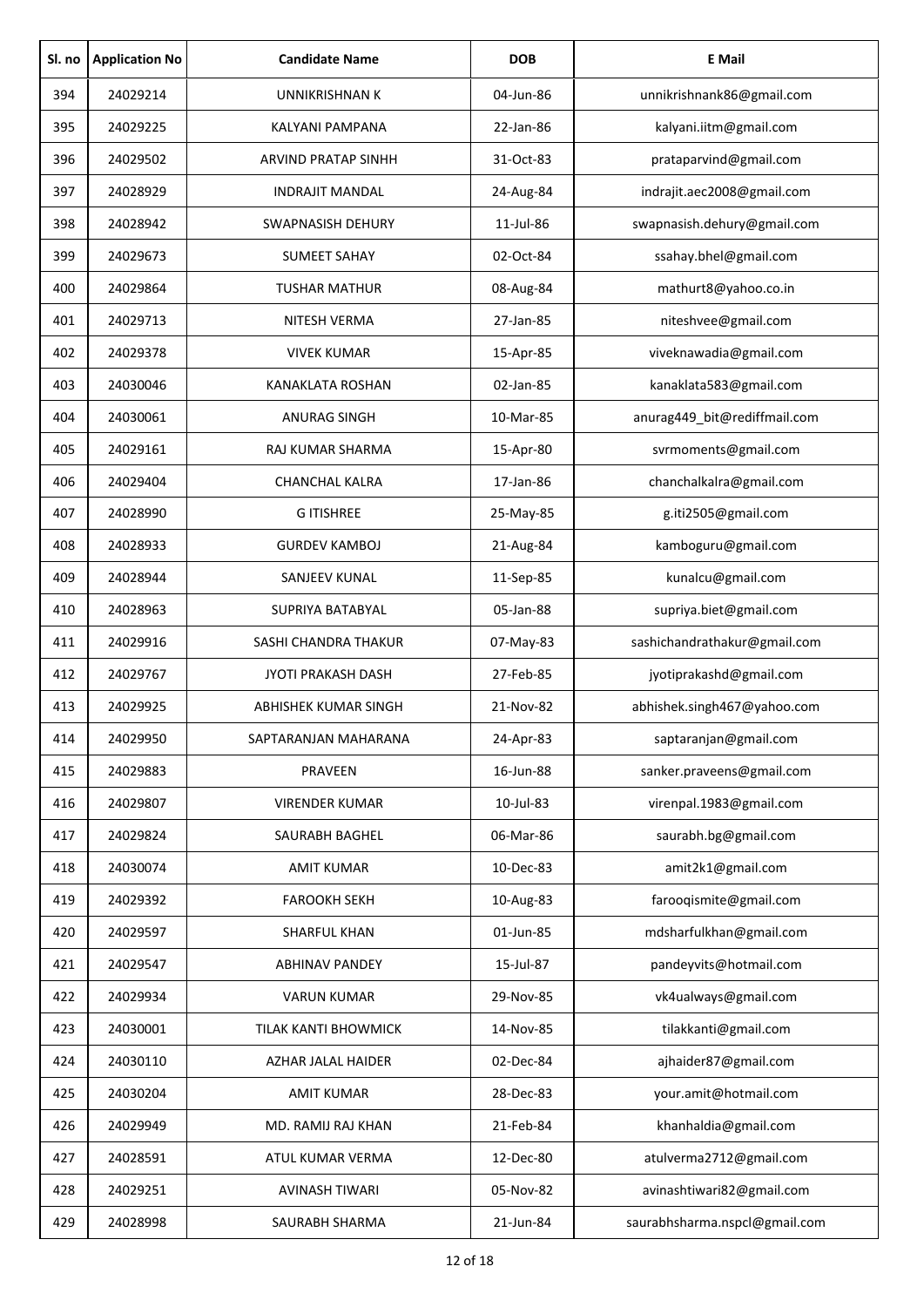| Sl. no | Application No | Candidate Name | DOB | E Mail |
|---|---|---|---|---|
| 394 | 24029214 | UNNIKRISHNAN K | 04-Jun-86 | unnikrishnank86@gmail.com |
| 395 | 24029225 | KALYANI PAMPANA | 22-Jan-86 | kalyani.iitm@gmail.com |
| 396 | 24029502 | ARVIND PRATAP SINHH | 31-Oct-83 | prataparvind@gmail.com |
| 397 | 24028929 | INDRAJIT MANDAL | 24-Aug-84 | indrajit.aec2008@gmail.com |
| 398 | 24028942 | SWAPNASISH DEHURY | 11-Jul-86 | swapnasish.dehury@gmail.com |
| 399 | 24029673 | SUMEET SAHAY | 02-Oct-84 | ssahay.bhel@gmail.com |
| 400 | 24029864 | TUSHAR MATHUR | 08-Aug-84 | mathurt8@yahoo.co.in |
| 401 | 24029713 | NITESH VERMA | 27-Jan-85 | niteshvee@gmail.com |
| 402 | 24029378 | VIVEK KUMAR | 15-Apr-85 | viveknawadia@gmail.com |
| 403 | 24030046 | KANAKLATA ROSHAN | 02-Jan-85 | kanaklata583@gmail.com |
| 404 | 24030061 | ANURAG SINGH | 10-Mar-85 | anurag449_bit@rediffmail.com |
| 405 | 24029161 | RAJ KUMAR SHARMA | 15-Apr-80 | svrmoments@gmail.com |
| 406 | 24029404 | CHANCHAL KALRA | 17-Jan-86 | chanchalkalra@gmail.com |
| 407 | 24028990 | G ITISHREE | 25-May-85 | g.iti2505@gmail.com |
| 408 | 24028933 | GURDEV KAMBOJ | 21-Aug-84 | kamboguru@gmail.com |
| 409 | 24028944 | SANJEEV KUNAL | 11-Sep-85 | kunalcu@gmail.com |
| 410 | 24028963 | SUPRIYA BATABYAL | 05-Jan-88 | supriya.biet@gmail.com |
| 411 | 24029916 | SASHI CHANDRA THAKUR | 07-May-83 | sashichandrathakur@gmail.com |
| 412 | 24029767 | JYOTI PRAKASH DASH | 27-Feb-85 | jyotiprakashd@gmail.com |
| 413 | 24029925 | ABHISHEK KUMAR SINGH | 21-Nov-82 | abhishek.singh467@yahoo.com |
| 414 | 24029950 | SAPTARANJAN MAHARANA | 24-Apr-83 | saptaranjan@gmail.com |
| 415 | 24029883 | PRAVEEN | 16-Jun-88 | sanker.praveens@gmail.com |
| 416 | 24029807 | VIRENDER KUMAR | 10-Jul-83 | virenpal.1983@gmail.com |
| 417 | 24029824 | SAURABH BAGHEL | 06-Mar-86 | saurabh.bg@gmail.com |
| 418 | 24030074 | AMIT KUMAR | 10-Dec-83 | amit2k1@gmail.com |
| 419 | 24029392 | FAROOKH SEKH | 10-Aug-83 | farooqismite@gmail.com |
| 420 | 24029597 | SHARFUL KHAN | 01-Jun-85 | mdsharfulkhan@gmail.com |
| 421 | 24029547 | ABHINAV PANDEY | 15-Jul-87 | pandeyvits@hotmail.com |
| 422 | 24029934 | VARUN KUMAR | 29-Nov-85 | vk4ualways@gmail.com |
| 423 | 24030001 | TILAK KANTI BHOWMICK | 14-Nov-85 | tilakkanti@gmail.com |
| 424 | 24030110 | AZHAR JALAL HAIDER | 02-Dec-84 | ajhaider87@gmail.com |
| 425 | 24030204 | AMIT KUMAR | 28-Dec-83 | your.amit@hotmail.com |
| 426 | 24029949 | MD. RAMIJ RAJ KHAN | 21-Feb-84 | khanhaldia@gmail.com |
| 427 | 24028591 | ATUL KUMAR VERMA | 12-Dec-80 | atulverma2712@gmail.com |
| 428 | 24029251 | AVINASH TIWARI | 05-Nov-82 | avinashtiwari82@gmail.com |
| 429 | 24028998 | SAURABH SHARMA | 21-Jun-84 | saurabhsharma.nspcl@gmail.com |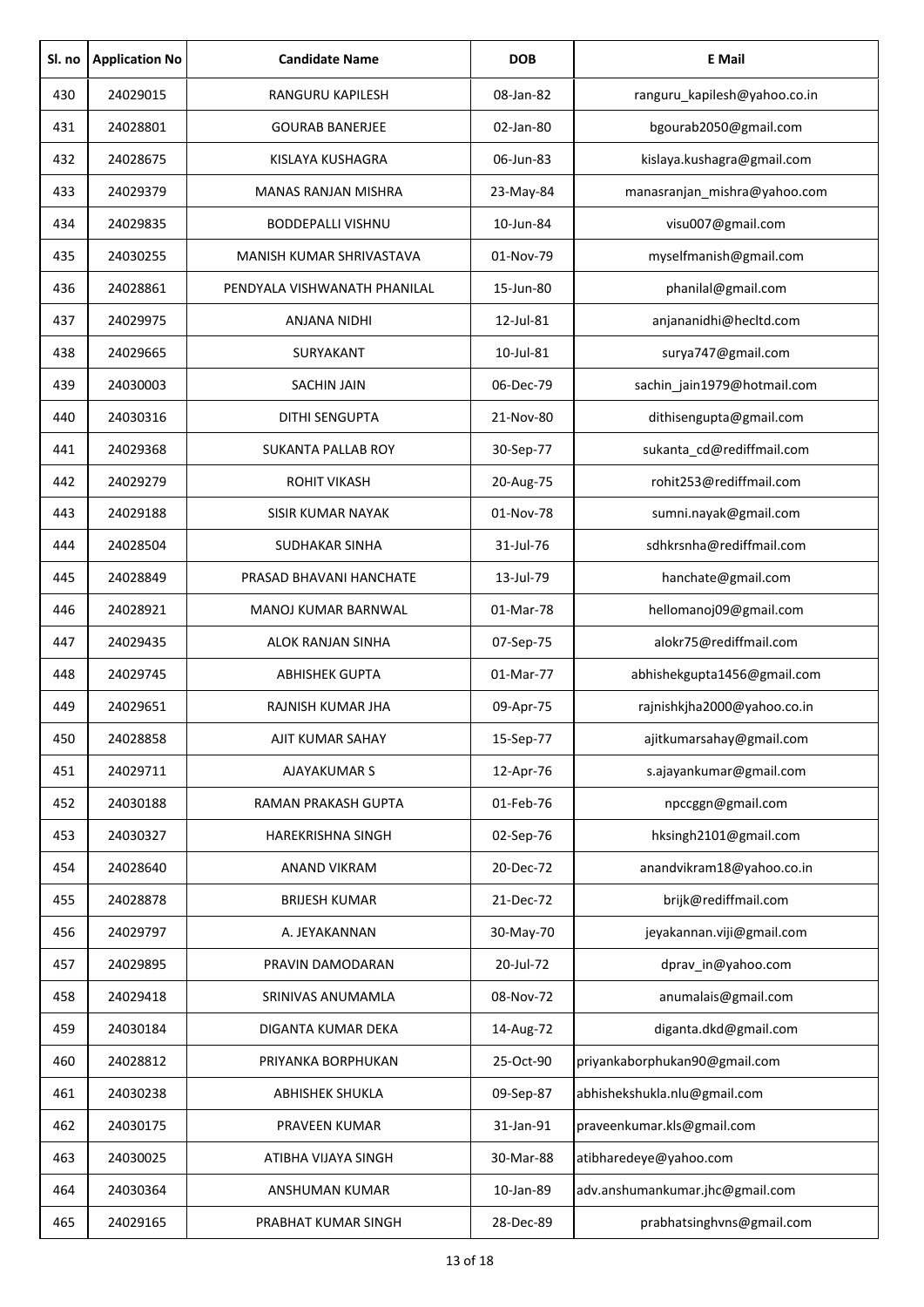| Sl. no | Application No | Candidate Name | DOB | E Mail |
|---|---|---|---|---|
| 430 | 24029015 | RANGURU KAPILESH | 08-Jan-82 | ranguru_kapilesh@yahoo.co.in |
| 431 | 24028801 | GOURAB BANERJEE | 02-Jan-80 | bgourab2050@gmail.com |
| 432 | 24028675 | KISLAYA KUSHAGRA | 06-Jun-83 | kislaya.kushagra@gmail.com |
| 433 | 24029379 | MANAS RANJAN MISHRA | 23-May-84 | manasranjan_mishra@yahoo.com |
| 434 | 24029835 | BODDEPALLI VISHNU | 10-Jun-84 | visu007@gmail.com |
| 435 | 24030255 | MANISH KUMAR SHRIVASTAVA | 01-Nov-79 | myselfmanish@gmail.com |
| 436 | 24028861 | PENDYALA VISHWANATH PHANILAL | 15-Jun-80 | phanilal@gmail.com |
| 437 | 24029975 | ANJANA NIDHI | 12-Jul-81 | anjananidhi@hecltd.com |
| 438 | 24029665 | SURYAKANT | 10-Jul-81 | surya747@gmail.com |
| 439 | 24030003 | SACHIN JAIN | 06-Dec-79 | sachin_jain1979@hotmail.com |
| 440 | 24030316 | DITHI SENGUPTA | 21-Nov-80 | dithisengupta@gmail.com |
| 441 | 24029368 | SUKANTA PALLAB ROY | 30-Sep-77 | sukanta_cd@rediffmail.com |
| 442 | 24029279 | ROHIT VIKASH | 20-Aug-75 | rohit253@rediffmail.com |
| 443 | 24029188 | SISIR KUMAR NAYAK | 01-Nov-78 | sumni.nayak@gmail.com |
| 444 | 24028504 | SUDHAKAR SINHA | 31-Jul-76 | sdhkrsnha@rediffmail.com |
| 445 | 24028849 | PRASAD BHAVANI HANCHATE | 13-Jul-79 | hanchate@gmail.com |
| 446 | 24028921 | MANOJ KUMAR BARNWAL | 01-Mar-78 | hellomanoj09@gmail.com |
| 447 | 24029435 | ALOK RANJAN SINHA | 07-Sep-75 | alokr75@rediffmail.com |
| 448 | 24029745 | ABHISHEK GUPTA | 01-Mar-77 | abhishekgupta1456@gmail.com |
| 449 | 24029651 | RAJNISH KUMAR JHA | 09-Apr-75 | rajnishkjha2000@yahoo.co.in |
| 450 | 24028858 | AJIT KUMAR SAHAY | 15-Sep-77 | ajitkumarsahay@gmail.com |
| 451 | 24029711 | AJAYAKUMAR S | 12-Apr-76 | s.ajayankumar@gmail.com |
| 452 | 24030188 | RAMAN PRAKASH GUPTA | 01-Feb-76 | npccggn@gmail.com |
| 453 | 24030327 | HAREKRISHNA SINGH | 02-Sep-76 | hksingh2101@gmail.com |
| 454 | 24028640 | ANAND VIKRAM | 20-Dec-72 | anandvikram18@yahoo.co.in |
| 455 | 24028878 | BRIJESH KUMAR | 21-Dec-72 | brijk@rediffmail.com |
| 456 | 24029797 | A. JEYAKANNAN | 30-May-70 | jeyakannan.viji@gmail.com |
| 457 | 24029895 | PRAVIN DAMODARAN | 20-Jul-72 | dprav_in@yahoo.com |
| 458 | 24029418 | SRINIVAS ANUMAMLA | 08-Nov-72 | anumalais@gmail.com |
| 459 | 24030184 | DIGANTA KUMAR DEKA | 14-Aug-72 | diganta.dkd@gmail.com |
| 460 | 24028812 | PRIYANKA BORPHUKAN | 25-Oct-90 | priyankaborphukan90@gmail.com |
| 461 | 24030238 | ABHISHEK SHUKLA | 09-Sep-87 | abhishekshukla.nlu@gmail.com |
| 462 | 24030175 | PRAVEEN KUMAR | 31-Jan-91 | praveenkumar.kls@gmail.com |
| 463 | 24030025 | ATIBHA VIJAYA SINGH | 30-Mar-88 | atibharedeye@yahoo.com |
| 464 | 24030364 | ANSHUMAN KUMAR | 10-Jan-89 | adv.anshumankumar.jhc@gmail.com |
| 465 | 24029165 | PRABHAT KUMAR SINGH | 28-Dec-89 | prabhatsinghvns@gmail.com |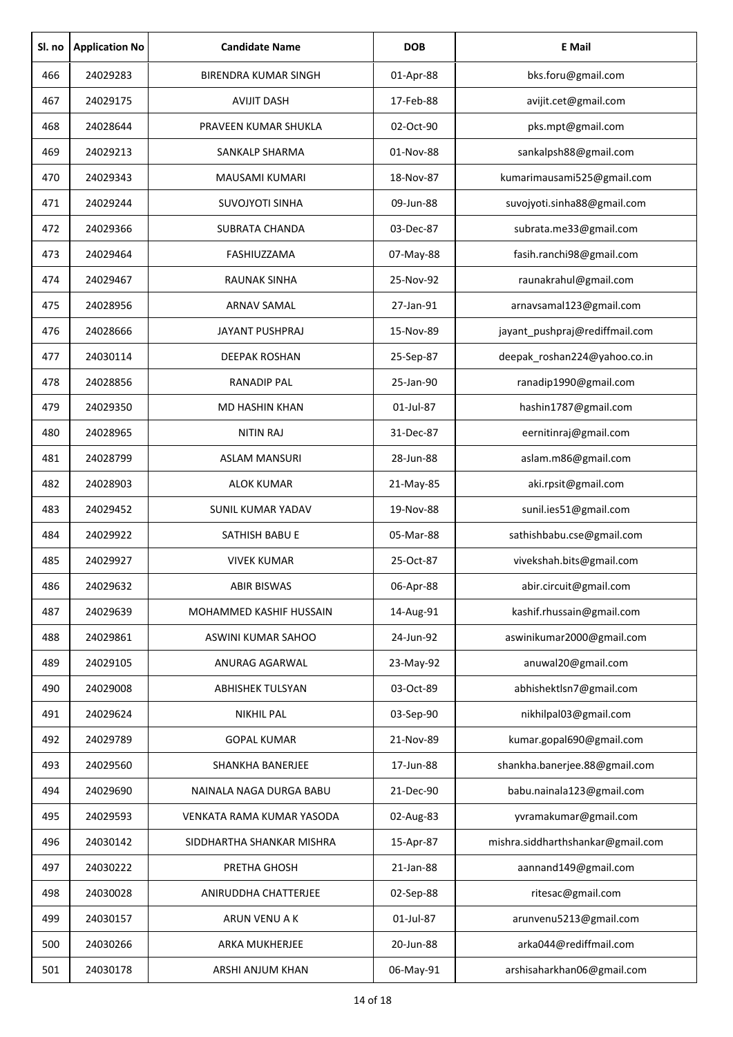| Sl. no | Application No | Candidate Name | DOB | E Mail |
|---|---|---|---|---|
| 466 | 24029283 | BIRENDRA KUMAR SINGH | 01-Apr-88 | bks.foru@gmail.com |
| 467 | 24029175 | AVIJIT DASH | 17-Feb-88 | avijit.cet@gmail.com |
| 468 | 24028644 | PRAVEEN KUMAR SHUKLA | 02-Oct-90 | pks.mpt@gmail.com |
| 469 | 24029213 | SANKALP SHARMA | 01-Nov-88 | sankalpsh88@gmail.com |
| 470 | 24029343 | MAUSAMI KUMARI | 18-Nov-87 | kumarimausami525@gmail.com |
| 471 | 24029244 | SUVOJYOTI SINHA | 09-Jun-88 | suvojyoti.sinha88@gmail.com |
| 472 | 24029366 | SUBRATA CHANDA | 03-Dec-87 | subrata.me33@gmail.com |
| 473 | 24029464 | FASHIUZZAMA | 07-May-88 | fasih.ranchi98@gmail.com |
| 474 | 24029467 | RAUNAK SINHA | 25-Nov-92 | raunakrahul@gmail.com |
| 475 | 24028956 | ARNAV SAMAL | 27-Jan-91 | arnavsamal123@gmail.com |
| 476 | 24028666 | JAYANT PUSHPRAJ | 15-Nov-89 | jayant_pushpraj@rediffmail.com |
| 477 | 24030114 | DEEPAK ROSHAN | 25-Sep-87 | deepak_roshan224@yahoo.co.in |
| 478 | 24028856 | RANADIP PAL | 25-Jan-90 | ranadip1990@gmail.com |
| 479 | 24029350 | MD HASHIN KHAN | 01-Jul-87 | hashin1787@gmail.com |
| 480 | 24028965 | NITIN RAJ | 31-Dec-87 | eernitinraj@gmail.com |
| 481 | 24028799 | ASLAM MANSURI | 28-Jun-88 | aslam.m86@gmail.com |
| 482 | 24028903 | ALOK KUMAR | 21-May-85 | aki.rpsit@gmail.com |
| 483 | 24029452 | SUNIL KUMAR YADAV | 19-Nov-88 | sunil.ies51@gmail.com |
| 484 | 24029922 | SATHISH BABU E | 05-Mar-88 | sathishbabu.cse@gmail.com |
| 485 | 24029927 | VIVEK KUMAR | 25-Oct-87 | vivekshah.bits@gmail.com |
| 486 | 24029632 | ABIR BISWAS | 06-Apr-88 | abir.circuit@gmail.com |
| 487 | 24029639 | MOHAMMED KASHIF HUSSAIN | 14-Aug-91 | kashif.rhussain@gmail.com |
| 488 | 24029861 | ASWINI KUMAR SAHOO | 24-Jun-92 | aswinikumar2000@gmail.com |
| 489 | 24029105 | ANURAG AGARWAL | 23-May-92 | anuwal20@gmail.com |
| 490 | 24029008 | ABHISHEK TULSYAN | 03-Oct-89 | abhishektlsn7@gmail.com |
| 491 | 24029624 | NIKHIL PAL | 03-Sep-90 | nikhilpal03@gmail.com |
| 492 | 24029789 | GOPAL KUMAR | 21-Nov-89 | kumar.gopal690@gmail.com |
| 493 | 24029560 | SHANKHA BANERJEE | 17-Jun-88 | shankha.banerjee.88@gmail.com |
| 494 | 24029690 | NAINALA NAGA DURGA BABU | 21-Dec-90 | babu.nainala123@gmail.com |
| 495 | 24029593 | VENKATA RAMA KUMAR YASODA | 02-Aug-83 | yvramakumar@gmail.com |
| 496 | 24030142 | SIDDHARTHA SHANKAR MISHRA | 15-Apr-87 | mishra.siddharthshankar@gmail.com |
| 497 | 24030222 | PRETHA GHOSH | 21-Jan-88 | aannand149@gmail.com |
| 498 | 24030028 | ANIRUDDHA CHATTERJEE | 02-Sep-88 | ritesac@gmail.com |
| 499 | 24030157 | ARUN VENU A K | 01-Jul-87 | arunvenu5213@gmail.com |
| 500 | 24030266 | ARKA MUKHERJEE | 20-Jun-88 | arka044@rediffmail.com |
| 501 | 24030178 | ARSHI ANJUM KHAN | 06-May-91 | arshisaharkhan06@gmail.com |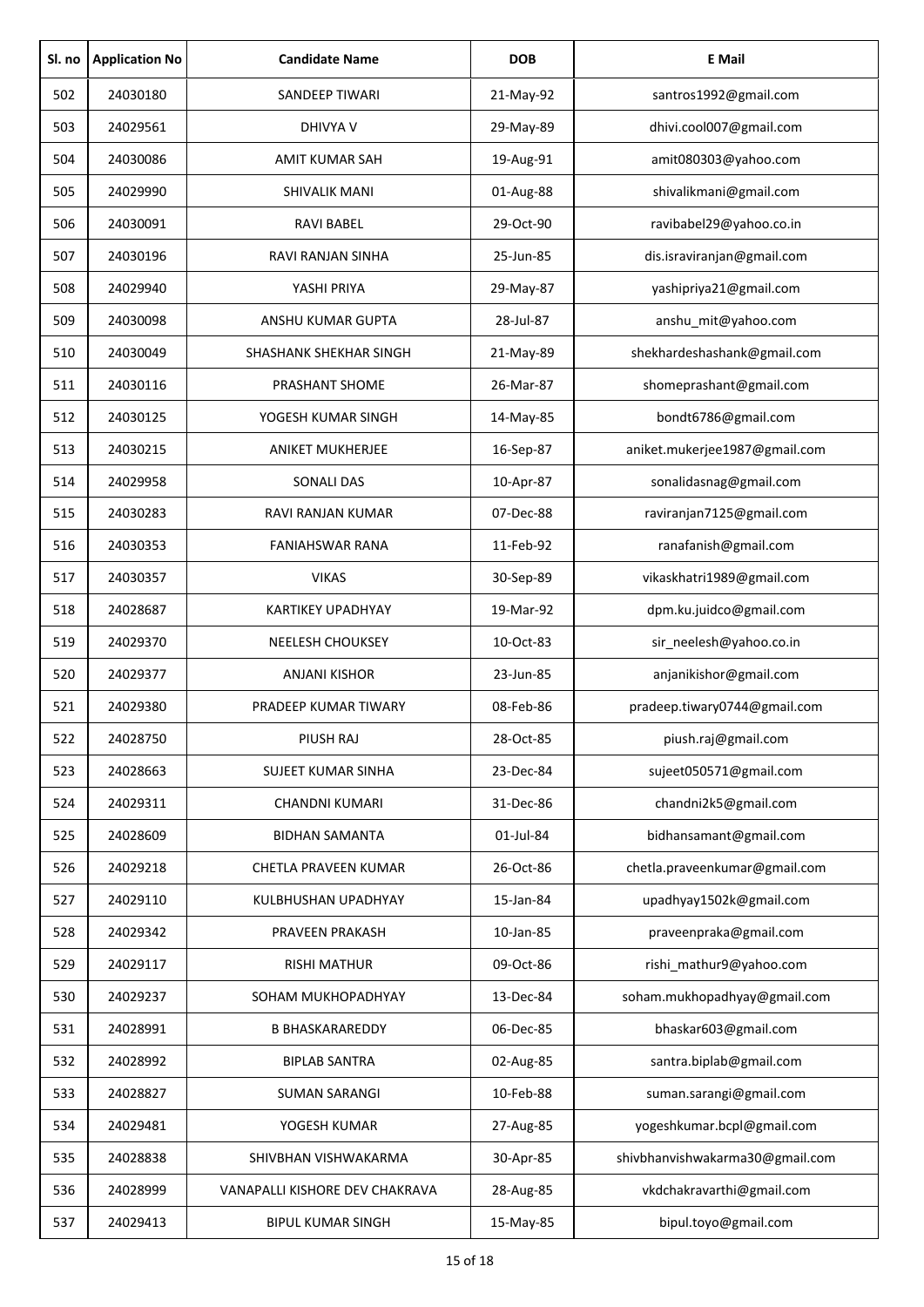| Sl. no | Application No | Candidate Name | DOB | E Mail |
|---|---|---|---|---|
| 502 | 24030180 | SANDEEP TIWARI | 21-May-92 | santros1992@gmail.com |
| 503 | 24029561 | DHIVYA V | 29-May-89 | dhivi.cool007@gmail.com |
| 504 | 24030086 | AMIT KUMAR SAH | 19-Aug-91 | amit080303@yahoo.com |
| 505 | 24029990 | SHIVALIK MANI | 01-Aug-88 | shivalikmani@gmail.com |
| 506 | 24030091 | RAVI BABEL | 29-Oct-90 | ravibabel29@yahoo.co.in |
| 507 | 24030196 | RAVI RANJAN SINHA | 25-Jun-85 | dis.israviranjan@gmail.com |
| 508 | 24029940 | YASHI PRIYA | 29-May-87 | yashipriya21@gmail.com |
| 509 | 24030098 | ANSHU KUMAR GUPTA | 28-Jul-87 | anshu_mit@yahoo.com |
| 510 | 24030049 | SHASHANK SHEKHAR SINGH | 21-May-89 | shekhardeshashank@gmail.com |
| 511 | 24030116 | PRASHANT SHOME | 26-Mar-87 | shomeprashant@gmail.com |
| 512 | 24030125 | YOGESH KUMAR SINGH | 14-May-85 | bondt6786@gmail.com |
| 513 | 24030215 | ANIKET MUKHERJEE | 16-Sep-87 | aniket.mukerjee1987@gmail.com |
| 514 | 24029958 | SONALI DAS | 10-Apr-87 | sonalidasnag@gmail.com |
| 515 | 24030283 | RAVI RANJAN KUMAR | 07-Dec-88 | raviranjan7125@gmail.com |
| 516 | 24030353 | FANIAHSWAR RANA | 11-Feb-92 | ranafanish@gmail.com |
| 517 | 24030357 | VIKAS | 30-Sep-89 | vikaskhatri1989@gmail.com |
| 518 | 24028687 | KARTIKEY UPADHYAY | 19-Mar-92 | dpm.ku.juidco@gmail.com |
| 519 | 24029370 | NEELESH CHOUKSEY | 10-Oct-83 | sir_neelesh@yahoo.co.in |
| 520 | 24029377 | ANJANI KISHOR | 23-Jun-85 | anjanikishor@gmail.com |
| 521 | 24029380 | PRADEEP KUMAR TIWARY | 08-Feb-86 | pradeep.tiwary0744@gmail.com |
| 522 | 24028750 | PIUSH RAJ | 28-Oct-85 | piush.raj@gmail.com |
| 523 | 24028663 | SUJEET KUMAR SINHA | 23-Dec-84 | sujeet050571@gmail.com |
| 524 | 24029311 | CHANDNI KUMARI | 31-Dec-86 | chandni2k5@gmail.com |
| 525 | 24028609 | BIDHAN SAMANTA | 01-Jul-84 | bidhansamant@gmail.com |
| 526 | 24029218 | CHETLA PRAVEEN KUMAR | 26-Oct-86 | chetla.praveenkumar@gmail.com |
| 527 | 24029110 | KULBHUSHAN UPADHYAY | 15-Jan-84 | upadhyay1502k@gmail.com |
| 528 | 24029342 | PRAVEEN PRAKASH | 10-Jan-85 | praveenpraka@gmail.com |
| 529 | 24029117 | RISHI MATHUR | 09-Oct-86 | rishi_mathur9@yahoo.com |
| 530 | 24029237 | SOHAM MUKHOPADHYAY | 13-Dec-84 | soham.mukhopadhyay@gmail.com |
| 531 | 24028991 | B BHASKARAREDDY | 06-Dec-85 | bhaskar603@gmail.com |
| 532 | 24028992 | BIPLAB SANTRA | 02-Aug-85 | santra.biplab@gmail.com |
| 533 | 24028827 | SUMAN SARANGI | 10-Feb-88 | suman.sarangi@gmail.com |
| 534 | 24029481 | YOGESH KUMAR | 27-Aug-85 | yogeshkumar.bcpl@gmail.com |
| 535 | 24028838 | SHIVBHAN VISHWAKARMA | 30-Apr-85 | shivbhanvishwakarma30@gmail.com |
| 536 | 24028999 | VANAPALLI KISHORE DEV CHAKRAVA | 28-Aug-85 | vkdchakravarthi@gmail.com |
| 537 | 24029413 | BIPUL KUMAR SINGH | 15-May-85 | bipul.toyo@gmail.com |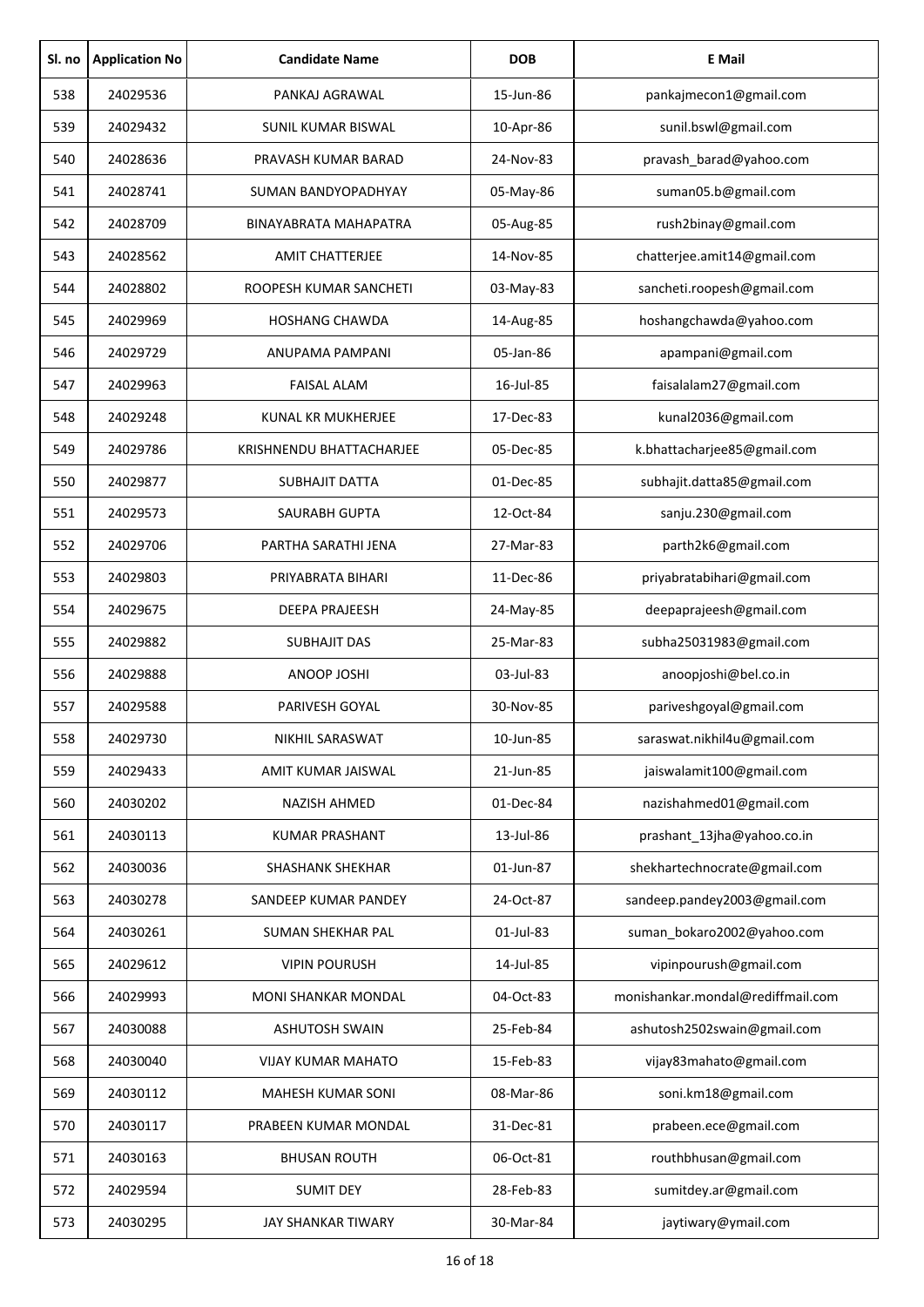| Sl. no | Application No | Candidate Name | DOB | E Mail |
|---|---|---|---|---|
| 538 | 24029536 | PANKAJ AGRAWAL | 15-Jun-86 | pankajmecon1@gmail.com |
| 539 | 24029432 | SUNIL KUMAR BISWAL | 10-Apr-86 | sunil.bswl@gmail.com |
| 540 | 24028636 | PRAVASH KUMAR BARAD | 24-Nov-83 | pravash_barad@yahoo.com |
| 541 | 24028741 | SUMAN BANDYOPADHYAY | 05-May-86 | suman05.b@gmail.com |
| 542 | 24028709 | BINAYABRATA MAHAPATRA | 05-Aug-85 | rush2binay@gmail.com |
| 543 | 24028562 | AMIT CHATTERJEE | 14-Nov-85 | chatterjee.amit14@gmail.com |
| 544 | 24028802 | ROOPESH KUMAR SANCHETI | 03-May-83 | sancheti.roopesh@gmail.com |
| 545 | 24029969 | HOSHANG CHAWDA | 14-Aug-85 | hoshangchawda@yahoo.com |
| 546 | 24029729 | ANUPAMA PAMPANI | 05-Jan-86 | apampani@gmail.com |
| 547 | 24029963 | FAISAL ALAM | 16-Jul-85 | faisalalam27@gmail.com |
| 548 | 24029248 | KUNAL KR MUKHERJEE | 17-Dec-83 | kunal2036@gmail.com |
| 549 | 24029786 | KRISHNENDU BHATTACHARJEE | 05-Dec-85 | k.bhattacharjee85@gmail.com |
| 550 | 24029877 | SUBHAJIT DATTA | 01-Dec-85 | subhajit.datta85@gmail.com |
| 551 | 24029573 | SAURABH GUPTA | 12-Oct-84 | sanju.230@gmail.com |
| 552 | 24029706 | PARTHA SARATHI JENA | 27-Mar-83 | parth2k6@gmail.com |
| 553 | 24029803 | PRIYABRATA BIHARI | 11-Dec-86 | priyabratabihari@gmail.com |
| 554 | 24029675 | DEEPA PRAJEESH | 24-May-85 | deepaprajeesh@gmail.com |
| 555 | 24029882 | SUBHAJIT DAS | 25-Mar-83 | subha25031983@gmail.com |
| 556 | 24029888 | ANOOP JOSHI | 03-Jul-83 | anoopjoshi@bel.co.in |
| 557 | 24029588 | PARIVESH GOYAL | 30-Nov-85 | pariveshgoyal@gmail.com |
| 558 | 24029730 | NIKHIL SARASWAT | 10-Jun-85 | saraswat.nikhil4u@gmail.com |
| 559 | 24029433 | AMIT KUMAR JAISWAL | 21-Jun-85 | jaiswalamit100@gmail.com |
| 560 | 24030202 | NAZISH AHMED | 01-Dec-84 | nazishahmed01@gmail.com |
| 561 | 24030113 | KUMAR PRASHANT | 13-Jul-86 | prashant_13jha@yahoo.co.in |
| 562 | 24030036 | SHASHANK SHEKHAR | 01-Jun-87 | shekhartechnocrate@gmail.com |
| 563 | 24030278 | SANDEEP KUMAR PANDEY | 24-Oct-87 | sandeep.pandey2003@gmail.com |
| 564 | 24030261 | SUMAN SHEKHAR PAL | 01-Jul-83 | suman_bokaro2002@yahoo.com |
| 565 | 24029612 | VIPIN POURUSH | 14-Jul-85 | vipinpourush@gmail.com |
| 566 | 24029993 | MONI SHANKAR MONDAL | 04-Oct-83 | monishankar.mondal@rediffmail.com |
| 567 | 24030088 | ASHUTOSH SWAIN | 25-Feb-84 | ashutosh2502swain@gmail.com |
| 568 | 24030040 | VIJAY KUMAR MAHATO | 15-Feb-83 | vijay83mahato@gmail.com |
| 569 | 24030112 | MAHESH KUMAR SONI | 08-Mar-86 | soni.km18@gmail.com |
| 570 | 24030117 | PRABEEN KUMAR MONDAL | 31-Dec-81 | prabeen.ece@gmail.com |
| 571 | 24030163 | BHUSAN ROUTH | 06-Oct-81 | routhbhusan@gmail.com |
| 572 | 24029594 | SUMIT DEY | 28-Feb-83 | sumitdey.ar@gmail.com |
| 573 | 24030295 | JAY SHANKAR TIWARY | 30-Mar-84 | jaytiwary@ymail.com |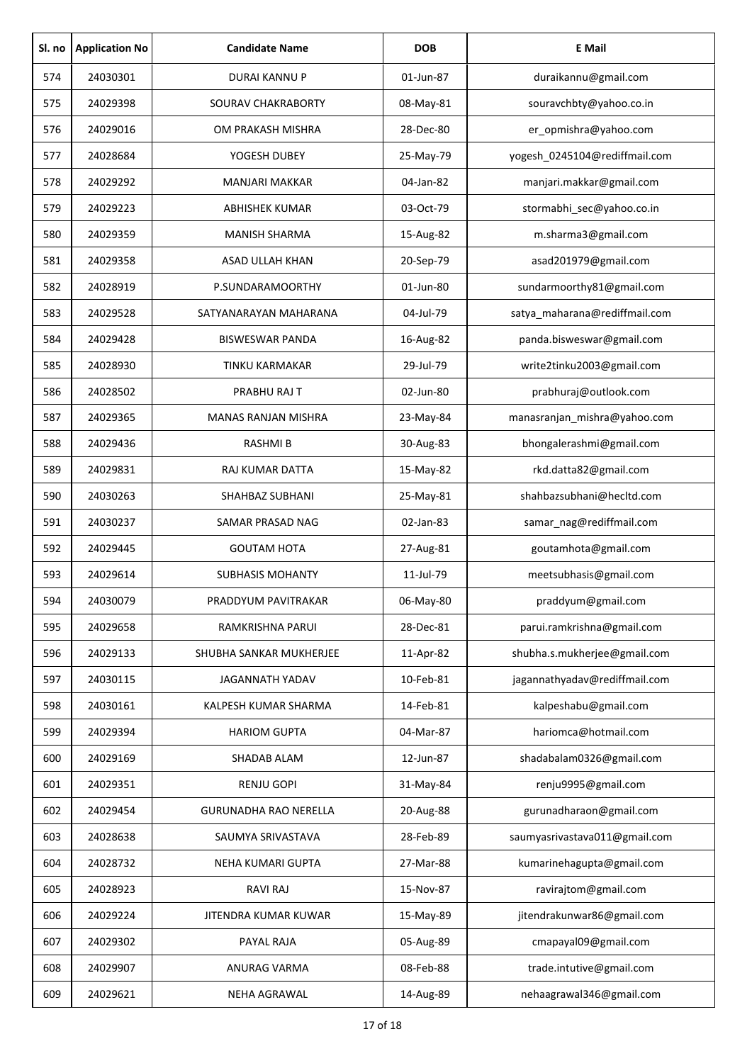| Sl. no | Application No | Candidate Name | DOB | E Mail |
|---|---|---|---|---|
| 574 | 24030301 | DURAI KANNU P | 01-Jun-87 | duraikannu@gmail.com |
| 575 | 24029398 | SOURAV CHAKRABORTY | 08-May-81 | souravchbty@yahoo.co.in |
| 576 | 24029016 | OM PRAKASH MISHRA | 28-Dec-80 | er_opmishra@yahoo.com |
| 577 | 24028684 | YOGESH DUBEY | 25-May-79 | yogesh_0245104@rediffmail.com |
| 578 | 24029292 | MANJARI MAKKAR | 04-Jan-82 | manjari.makkar@gmail.com |
| 579 | 24029223 | ABHISHEK KUMAR | 03-Oct-79 | stormabhi_sec@yahoo.co.in |
| 580 | 24029359 | MANISH SHARMA | 15-Aug-82 | m.sharma3@gmail.com |
| 581 | 24029358 | ASAD ULLAH KHAN | 20-Sep-79 | asad201979@gmail.com |
| 582 | 24028919 | P.SUNDARAMOORTHY | 01-Jun-80 | sundarmoorthy81@gmail.com |
| 583 | 24029528 | SATYANARAYAN MAHARANA | 04-Jul-79 | satya_maharana@rediffmail.com |
| 584 | 24029428 | BISWESWAR PANDA | 16-Aug-82 | panda.bisweswar@gmail.com |
| 585 | 24028930 | TINKU KARMAKAR | 29-Jul-79 | write2tinku2003@gmail.com |
| 586 | 24028502 | PRABHU RAJ T | 02-Jun-80 | prabhuraj@outlook.com |
| 587 | 24029365 | MANAS RANJAN MISHRA | 23-May-84 | manasranjan_mishra@yahoo.com |
| 588 | 24029436 | RASHMI B | 30-Aug-83 | bhongalerashmi@gmail.com |
| 589 | 24029831 | RAJ KUMAR DATTA | 15-May-82 | rkd.datta82@gmail.com |
| 590 | 24030263 | SHAHBAZ SUBHANI | 25-May-81 | shahbazsubhani@hecltd.com |
| 591 | 24030237 | SAMAR PRASAD NAG | 02-Jan-83 | samar_nag@rediffmail.com |
| 592 | 24029445 | GOUTAM HOTA | 27-Aug-81 | goutamhota@gmail.com |
| 593 | 24029614 | SUBHASIS MOHANTY | 11-Jul-79 | meetsubhasis@gmail.com |
| 594 | 24030079 | PRADDYUM PAVITRAKAR | 06-May-80 | praddyum@gmail.com |
| 595 | 24029658 | RAMKRISHNA PARUI | 28-Dec-81 | parui.ramkrishna@gmail.com |
| 596 | 24029133 | SHUBHA SANKAR MUKHERJEE | 11-Apr-82 | shubha.s.mukherjee@gmail.com |
| 597 | 24030115 | JAGANNATH YADAV | 10-Feb-81 | jagannathyadav@rediffmail.com |
| 598 | 24030161 | KALPESH KUMAR SHARMA | 14-Feb-81 | kalpeshabu@gmail.com |
| 599 | 24029394 | HARIOM GUPTA | 04-Mar-87 | hariomca@hotmail.com |
| 600 | 24029169 | SHADAB ALAM | 12-Jun-87 | shadabalam0326@gmail.com |
| 601 | 24029351 | RENJU GOPI | 31-May-84 | renju9995@gmail.com |
| 602 | 24029454 | GURUNADHA RAO NERELLA | 20-Aug-88 | gurunadharaon@gmail.com |
| 603 | 24028638 | SAUMYA SRIVASTAVA | 28-Feb-89 | saumyasrivastava011@gmail.com |
| 604 | 24028732 | NEHA KUMARI GUPTA | 27-Mar-88 | kumarinehagupta@gmail.com |
| 605 | 24028923 | RAVI RAJ | 15-Nov-87 | ravirajtom@gmail.com |
| 606 | 24029224 | JITENDRA KUMAR KUWAR | 15-May-89 | jitendrakunwar86@gmail.com |
| 607 | 24029302 | PAYAL RAJA | 05-Aug-89 | cmapayal09@gmail.com |
| 608 | 24029907 | ANURAG VARMA | 08-Feb-88 | trade.intutive@gmail.com |
| 609 | 24029621 | NEHA AGRAWAL | 14-Aug-89 | nehaagrawal346@gmail.com |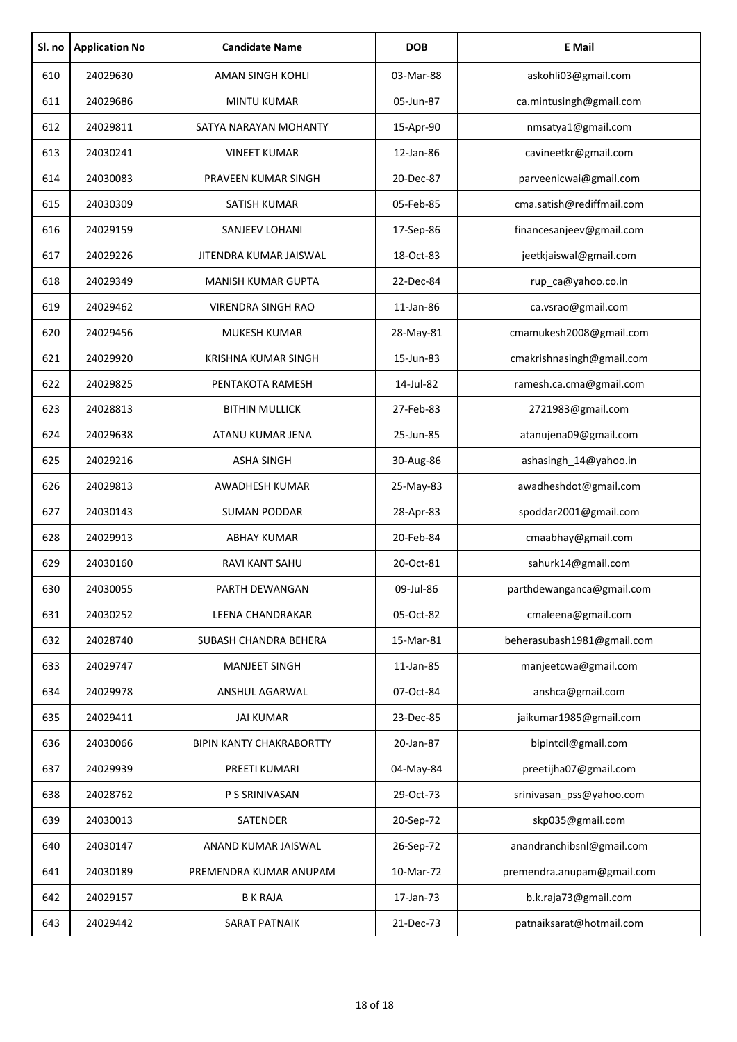| Sl. no | Application No | Candidate Name | DOB | E Mail |
|---|---|---|---|---|
| 610 | 24029630 | AMAN SINGH KOHLI | 03-Mar-88 | askohli03@gmail.com |
| 611 | 24029686 | MINTU KUMAR | 05-Jun-87 | ca.mintusingh@gmail.com |
| 612 | 24029811 | SATYA NARAYAN MOHANTY | 15-Apr-90 | nmsatya1@gmail.com |
| 613 | 24030241 | VINEET KUMAR | 12-Jan-86 | cavineetkr@gmail.com |
| 614 | 24030083 | PRAVEEN KUMAR SINGH | 20-Dec-87 | parveenicwai@gmail.com |
| 615 | 24030309 | SATISH KUMAR | 05-Feb-85 | cma.satish@rediffmail.com |
| 616 | 24029159 | SANJEEV LOHANI | 17-Sep-86 | financesanjeev@gmail.com |
| 617 | 24029226 | JITENDRA KUMAR JAISWAL | 18-Oct-83 | jeetkjaiswal@gmail.com |
| 618 | 24029349 | MANISH KUMAR GUPTA | 22-Dec-84 | rup_ca@yahoo.co.in |
| 619 | 24029462 | VIRENDRA SINGH RAO | 11-Jan-86 | ca.vsrao@gmail.com |
| 620 | 24029456 | MUKESH KUMAR | 28-May-81 | cmamukesh2008@gmail.com |
| 621 | 24029920 | KRISHNA KUMAR SINGH | 15-Jun-83 | cmakrishnasingh@gmail.com |
| 622 | 24029825 | PENTAKOTA RAMESH | 14-Jul-82 | ramesh.ca.cma@gmail.com |
| 623 | 24028813 | BITHIN MULLICK | 27-Feb-83 | 2721983@gmail.com |
| 624 | 24029638 | ATANU KUMAR JENA | 25-Jun-85 | atanujena09@gmail.com |
| 625 | 24029216 | ASHA SINGH | 30-Aug-86 | ashasingh_14@yahoo.in |
| 626 | 24029813 | AWADHESH KUMAR | 25-May-83 | awadheshdot@gmail.com |
| 627 | 24030143 | SUMAN PODDAR | 28-Apr-83 | spoddar2001@gmail.com |
| 628 | 24029913 | ABHAY KUMAR | 20-Feb-84 | cmaabhay@gmail.com |
| 629 | 24030160 | RAVI KANT SAHU | 20-Oct-81 | sahurk14@gmail.com |
| 630 | 24030055 | PARTH DEWANGAN | 09-Jul-86 | parthdewanganca@gmail.com |
| 631 | 24030252 | LEENA CHANDRAKAR | 05-Oct-82 | cmaleena@gmail.com |
| 632 | 24028740 | SUBASH CHANDRA BEHERA | 15-Mar-81 | beherasubash1981@gmail.com |
| 633 | 24029747 | MANJEET SINGH | 11-Jan-85 | manjeetcwa@gmail.com |
| 634 | 24029978 | ANSHUL AGARWAL | 07-Oct-84 | anshca@gmail.com |
| 635 | 24029411 | JAI KUMAR | 23-Dec-85 | jaikumar1985@gmail.com |
| 636 | 24030066 | BIPIN KANTY CHAKRABORTTY | 20-Jan-87 | bipintcil@gmail.com |
| 637 | 24029939 | PREETI KUMARI | 04-May-84 | preetijha07@gmail.com |
| 638 | 24028762 | P S SRINIVASAN | 29-Oct-73 | srinivasan_pss@yahoo.com |
| 639 | 24030013 | SATENDER | 20-Sep-72 | skp035@gmail.com |
| 640 | 24030147 | ANAND KUMAR JAISWAL | 26-Sep-72 | anandranchibsnl@gmail.com |
| 641 | 24030189 | PREMENDRA KUMAR ANUPAM | 10-Mar-72 | premendra.anupam@gmail.com |
| 642 | 24029157 | B K RAJA | 17-Jan-73 | b.k.raja73@gmail.com |
| 643 | 24029442 | SARAT PATNAIK | 21-Dec-73 | patnaiksarat@hotmail.com |